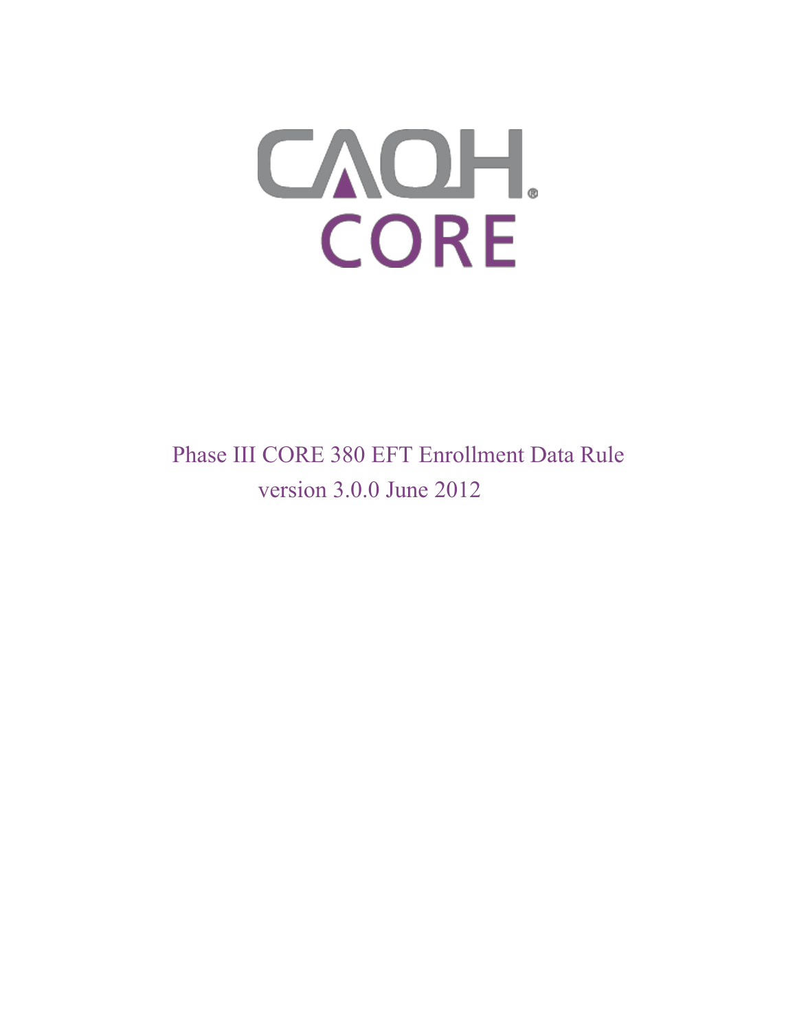# CAQH CORE

Phase III CORE 380 EFT Enrollment Data Rule

version 3.0.0 June 2012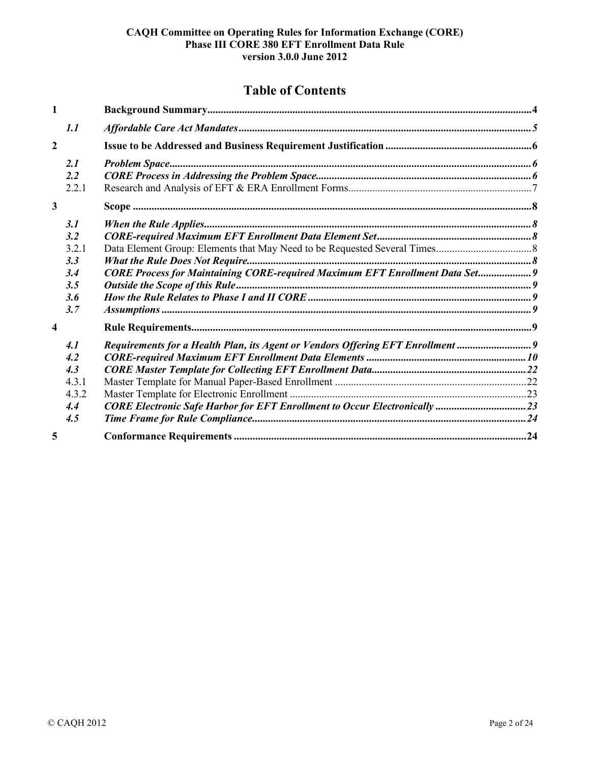# Table of Contents

| | | |
|---|---|---|
| **1** | **Background Summary** | **4** |
| *1.1* | ***Affordable Care Act Mandates*** | ***5*** |
| **2** | **Issue to be Addressed and Business Requirement Justification** | **6** |
| *2.1* | ***Problem Space*** | ***6*** |
| *2.2* | ***CORE Process in Addressing the Problem Space*** | ***6*** |
| 2.2.1 | Research and Analysis of EFT & ERA Enrollment Forms | 7 |
| **3** | **Scope** | **8** |
| *3.1* | ***When the Rule Applies*** | ***8*** |
| *3.2* | ***CORE-required Maximum EFT Enrollment Data Element Set*** | ***8*** |
| 3.2.1 | Data Element Group: Elements that May Need to be Requested Several Times | 8 |
| *3.3* | ***What the Rule Does Not Require*** | ***8*** |
| *3.4* | ***CORE Process for Maintaining CORE-required Maximum EFT Enrollment Data Set*** | ***9*** |
| *3.5* | ***Outside the Scope of this Rule*** | ***9*** |
| *3.6* | ***How the Rule Relates to Phase I and II CORE*** | ***9*** |
| *3.7* | ***Assumptions*** | ***9*** |
| **4** | **Rule Requirements** | **9** |
| *4.1* | ***Requirements for a Health Plan, its Agent or Vendors Offering EFT Enrollment*** | ***9*** |
| *4.2* | ***CORE-required Maximum EFT Enrollment Data Elements*** | ***10*** |
| *4.3* | ***CORE Master Template for Collecting EFT Enrollment Data*** | ***22*** |
| 4.3.1 | Master Template for Manual Paper-Based Enrollment | 22 |
| 4.3.2 | Master Template for Electronic Enrollment | 23 |
| *4.4* | ***CORE Electronic Safe Harbor for EFT Enrollment to Occur Electronically*** | ***23*** |
| *4.5* | ***Time Frame for Rule Compliance*** | ***24*** |
| **5** | **Conformance Requirements** | **24** |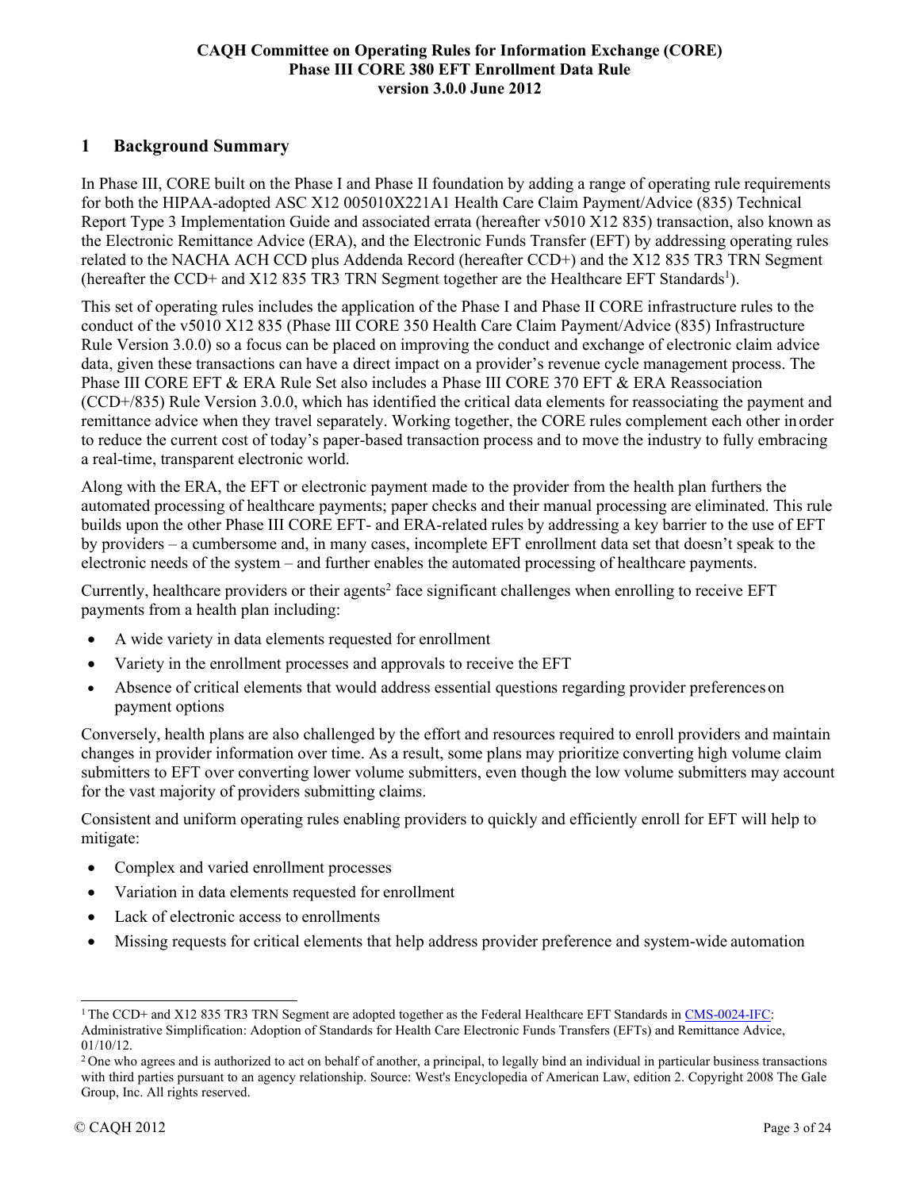# 1 Background Summary

In Phase III, CORE built on the Phase I and Phase II foundation by adding a range of operating rule requirements for both the HIPAA-adopted ASC X12 005010X221A1 Health Care Claim Payment/Advice (835) Technical Report Type 3 Implementation Guide and associated errata (hereafter v5010 X12 835) transaction, also known as the Electronic Remittance Advice (ERA), and the Electronic Funds Transfer (EFT) by addressing operating rules related to the NACHA ACH CCD plus Addenda Record (hereafter CCD+) and the X12 835 TR3 TRN Segment (hereafter the CCD+ and X12 835 TR3 TRN Segment together are the Healthcare EFT Standards[1]).

This set of operating rules includes the application of the Phase I and Phase II CORE infrastructure rules to the conduct of the v5010 X12 835 (Phase III CORE 350 Health Care Claim Payment/Advice (835) Infrastructure Rule Version 3.0.0) so a focus can be placed on improving the conduct and exchange of electronic claim advice data, given these transactions can have a direct impact on a provider's revenue cycle management process. The Phase III CORE EFT & ERA Rule Set also includes a Phase III CORE 370 EFT & ERA Reassociation (CCD+/835) Rule Version 3.0.0, which has identified the critical data elements for reassociating the payment and remittance advice when they travel separately. Working together, the CORE rules complement each other in order to reduce the current cost of today's paper-based transaction process and to move the industry to fully embracing a real-time, transparent electronic world.

Along with the ERA, the EFT or electronic payment made to the provider from the health plan furthers the automated processing of healthcare payments; paper checks and their manual processing are eliminated. This rule builds upon the other Phase III CORE EFT- and ERA-related rules by addressing a key barrier to the use of EFT by providers – a cumbersome and, in many cases, incomplete EFT enrollment data set that doesn't speak to the electronic needs of the system – and further enables the automated processing of healthcare payments.

Currently, healthcare providers or their agents[2] face significant challenges when enrolling to receive EFT payments from a health plan including:

- A wide variety in data elements requested for enrollment
- Variety in the enrollment processes and approvals to receive the EFT
- Absence of critical elements that would address essential questions regarding provider preferences on payment options

Conversely, health plans are also challenged by the effort and resources required to enroll providers and maintain changes in provider information over time. As a result, some plans may prioritize converting high volume claim submitters to EFT over converting lower volume submitters, even though the low volume submitters may account for the vast majority of providers submitting claims.

Consistent and uniform operating rules enabling providers to quickly and efficiently enroll for EFT will help to mitigate:

- Complex and varied enrollment processes
- Variation in data elements requested for enrollment
- Lack of electronic access to enrollments
- Missing requests for critical elements that help address provider preference and system-wide automation

---

[1] The CCD+ and X12 835 TR3 TRN Segment are adopted together as the Federal Healthcare EFT Standards in CMS-0024-IFC: Administrative Simplification: Adoption of Standards for Health Care Electronic Funds Transfers (EFTs) and Remittance Advice, 01/10/12.

[2] One who agrees and is authorized to act on behalf of another, a principal, to legally bind an individual in particular business transactions with third parties pursuant to an agency relationship. Source: West's Encyclopedia of American Law, edition 2. Copyright 2008 The Gale Group, Inc. All rights reserved.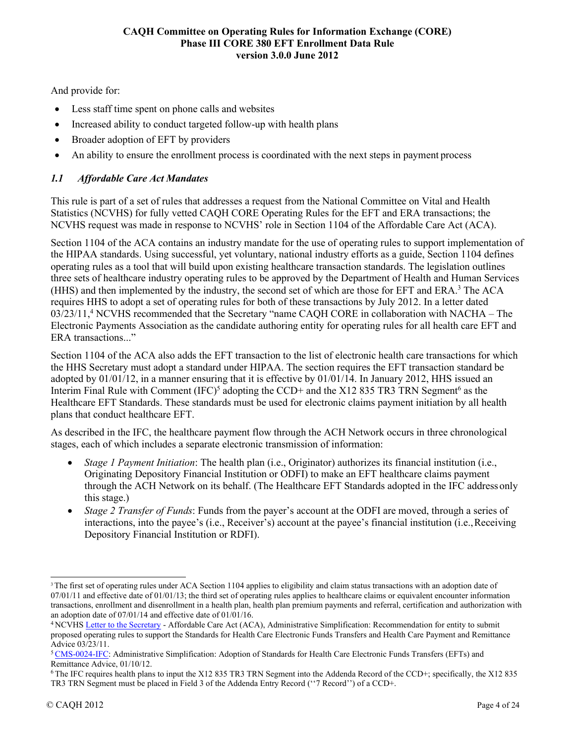And provide for:

- Less staff time spent on phone calls and websites
- Increased ability to conduct targeted follow-up with health plans
- Broader adoption of EFT by providers
- An ability to ensure the enrollment process is coordinated with the next steps in payment process

### *1.1 Affordable Care Act Mandates*

This rule is part of a set of rules that addresses a request from the National Committee on Vital and Health Statistics (NCVHS) for fully vetted CAQH CORE Operating Rules for the EFT and ERA transactions; the NCVHS request was made in response to NCVHS' role in Section 1104 of the Affordable Care Act (ACA).

Section 1104 of the ACA contains an industry mandate for the use of operating rules to support implementation of the HIPAA standards. Using successful, yet voluntary, national industry efforts as a guide, Section 1104 defines operating rules as a tool that will build upon existing healthcare transaction standards. The legislation outlines three sets of healthcare industry operating rules to be approved by the Department of Health and Human Services (HHS) and then implemented by the industry, the second set of which are those for EFT and ERA.[3] The ACA requires HHS to adopt a set of operating rules for both of these transactions by July 2012. In a letter dated 03/23/11,[4] NCVHS recommended that the Secretary "name CAQH CORE in collaboration with NACHA – The Electronic Payments Association as the candidate authoring entity for operating rules for all health care EFT and ERA transactions..."

Section 1104 of the ACA also adds the EFT transaction to the list of electronic health care transactions for which the HHS Secretary must adopt a standard under HIPAA. The section requires the EFT transaction standard be adopted by 01/01/12, in a manner ensuring that it is effective by 01/01/14. In January 2012, HHS issued an Interim Final Rule with Comment (IFC)[5] adopting the CCD+ and the X12 835 TR3 TRN Segment[6] as the Healthcare EFT Standards. These standards must be used for electronic claims payment initiation by all health plans that conduct healthcare EFT.

As described in the IFC, the healthcare payment flow through the ACH Network occurs in three chronological stages, each of which includes a separate electronic transmission of information:

- *Stage 1 Payment Initiation*: The health plan (i.e., Originator) authorizes its financial institution (i.e., Originating Depository Financial Institution or ODFI) to make an EFT healthcare claims payment through the ACH Network on its behalf. (The Healthcare EFT Standards adopted in the IFC address only this stage.)
- *Stage 2 Transfer of Funds*: Funds from the payer's account at the ODFI are moved, through a series of interactions, into the payee's (i.e., Receiver's) account at the payee's financial institution (i.e., Receiving Depository Financial Institution or RDFI).

---

[3] The first set of operating rules under ACA Section 1104 applies to eligibility and claim status transactions with an adoption date of 07/01/11 and effective date of 01/01/13; the third set of operating rules applies to healthcare claims or equivalent encounter information transactions, enrollment and disenrollment in a health plan, health plan premium payments and referral, certification and authorization with an adoption date of 07/01/14 and effective date of 01/01/16.

[4] NCVHS Letter to the Secretary - Affordable Care Act (ACA), Administrative Simplification: Recommendation for entity to submit proposed operating rules to support the Standards for Health Care Electronic Funds Transfers and Health Care Payment and Remittance Advice 03/23/11.

[5] CMS-0024-IFC: Administrative Simplification: Adoption of Standards for Health Care Electronic Funds Transfers (EFTs) and Remittance Advice, 01/10/12.

[6] The IFC requires health plans to input the X12 835 TR3 TRN Segment into the Addenda Record of the CCD+; specifically, the X12 835 TR3 TRN Segment must be placed in Field 3 of the Addenda Entry Record (''7 Record'') of a CCD+.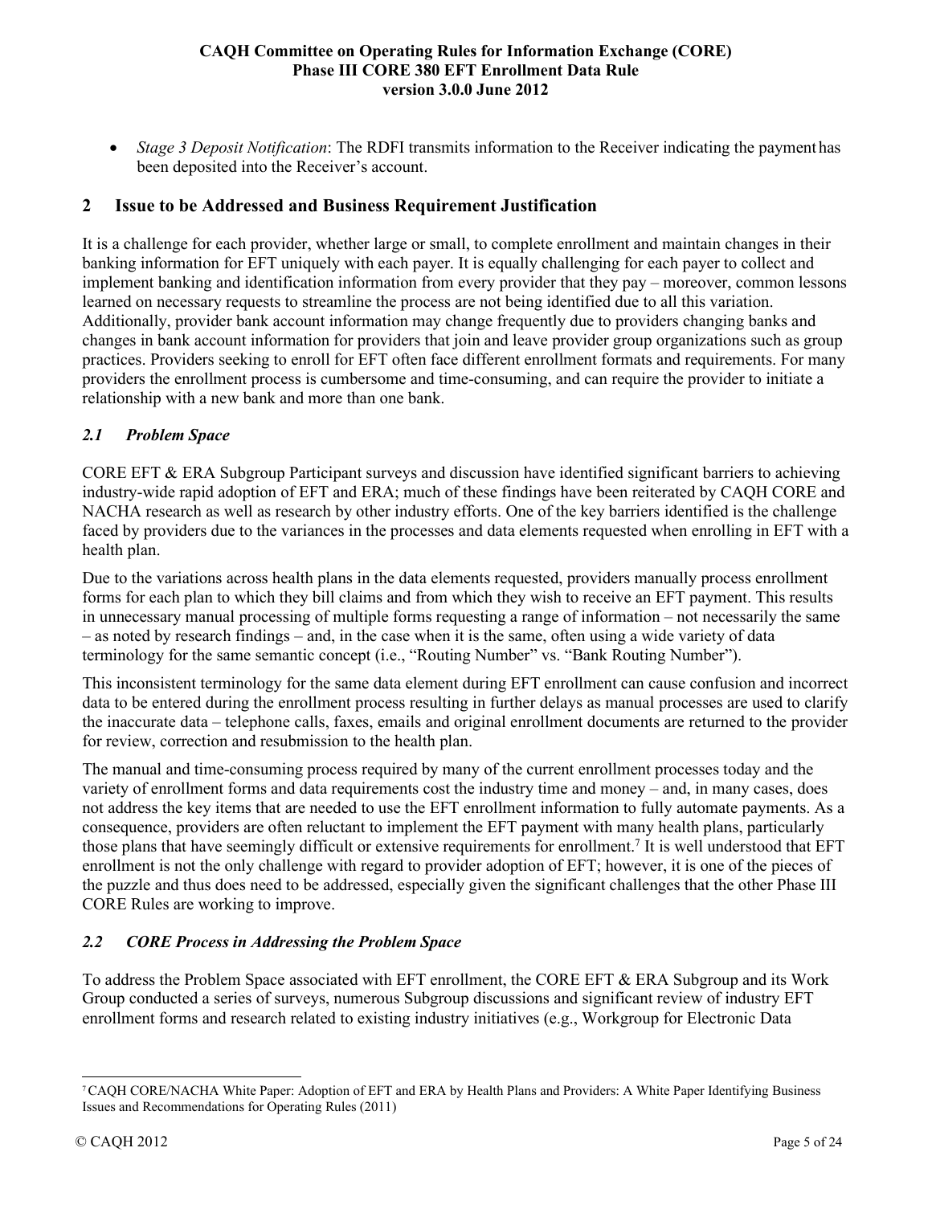- *Stage 3 Deposit Notification*: The RDFI transmits information to the Receiver indicating the payment has been deposited into the Receiver's account.

## 2 Issue to be Addressed and Business Requirement Justification

It is a challenge for each provider, whether large or small, to complete enrollment and maintain changes in their banking information for EFT uniquely with each payer. It is equally challenging for each payer to collect and implement banking and identification information from every provider that they pay – moreover, common lessons learned on necessary requests to streamline the process are not being identified due to all this variation. Additionally, provider bank account information may change frequently due to providers changing banks and changes in bank account information for providers that join and leave provider group organizations such as group practices. Providers seeking to enroll for EFT often face different enrollment formats and requirements. For many providers the enrollment process is cumbersome and time-consuming, and can require the provider to initiate a relationship with a new bank and more than one bank.

### *2.1 Problem Space*

CORE EFT & ERA Subgroup Participant surveys and discussion have identified significant barriers to achieving industry-wide rapid adoption of EFT and ERA; much of these findings have been reiterated by CAQH CORE and NACHA research as well as research by other industry efforts. One of the key barriers identified is the challenge faced by providers due to the variances in the processes and data elements requested when enrolling in EFT with a health plan.

Due to the variations across health plans in the data elements requested, providers manually process enrollment forms for each plan to which they bill claims and from which they wish to receive an EFT payment. This results in unnecessary manual processing of multiple forms requesting a range of information – not necessarily the same – as noted by research findings – and, in the case when it is the same, often using a wide variety of data terminology for the same semantic concept (i.e., "Routing Number" vs. "Bank Routing Number").

This inconsistent terminology for the same data element during EFT enrollment can cause confusion and incorrect data to be entered during the enrollment process resulting in further delays as manual processes are used to clarify the inaccurate data – telephone calls, faxes, emails and original enrollment documents are returned to the provider for review, correction and resubmission to the health plan.

The manual and time-consuming process required by many of the current enrollment processes today and the variety of enrollment forms and data requirements cost the industry time and money – and, in many cases, does not address the key items that are needed to use the EFT enrollment information to fully automate payments. As a consequence, providers are often reluctant to implement the EFT payment with many health plans, particularly those plans that have seemingly difficult or extensive requirements for enrollment.[7] It is well understood that EFT enrollment is not the only challenge with regard to provider adoption of EFT; however, it is one of the pieces of the puzzle and thus does need to be addressed, especially given the significant challenges that the other Phase III CORE Rules are working to improve.

### *2.2 CORE Process in Addressing the Problem Space*

To address the Problem Space associated with EFT enrollment, the CORE EFT & ERA Subgroup and its Work Group conducted a series of surveys, numerous Subgroup discussions and significant review of industry EFT enrollment forms and research related to existing industry initiatives (e.g., Workgroup for Electronic Data

---

[7] CAQH CORE/NACHA White Paper: Adoption of EFT and ERA by Health Plans and Providers: A White Paper Identifying Business Issues and Recommendations for Operating Rules (2011)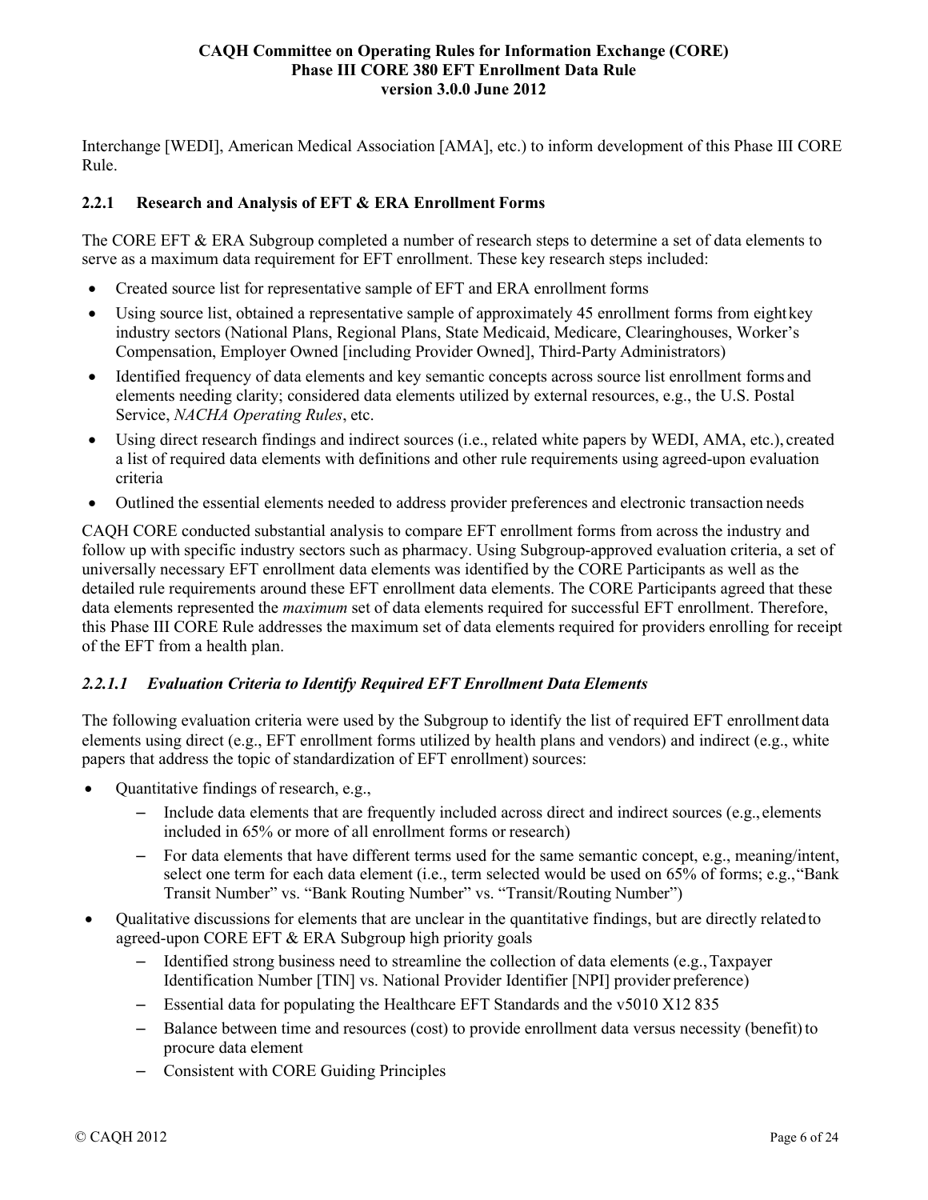Interchange [WEDI], American Medical Association [AMA], etc.) to inform development of this Phase III CORE Rule.

### 2.2.1 Research and Analysis of EFT & ERA Enrollment Forms

The CORE EFT & ERA Subgroup completed a number of research steps to determine a set of data elements to serve as a maximum data requirement for EFT enrollment. These key research steps included:

- Created source list for representative sample of EFT and ERA enrollment forms
- Using source list, obtained a representative sample of approximately 45 enrollment forms from eight key industry sectors (National Plans, Regional Plans, State Medicaid, Medicare, Clearinghouses, Worker's Compensation, Employer Owned [including Provider Owned], Third-Party Administrators)
- Identified frequency of data elements and key semantic concepts across source list enrollment forms and elements needing clarity; considered data elements utilized by external resources, e.g., the U.S. Postal Service, *NACHA Operating Rules*, etc.
- Using direct research findings and indirect sources (i.e., related white papers by WEDI, AMA, etc.), created a list of required data elements with definitions and other rule requirements using agreed-upon evaluation criteria
- Outlined the essential elements needed to address provider preferences and electronic transaction needs

CAQH CORE conducted substantial analysis to compare EFT enrollment forms from across the industry and follow up with specific industry sectors such as pharmacy. Using Subgroup-approved evaluation criteria, a set of universally necessary EFT enrollment data elements was identified by the CORE Participants as well as the detailed rule requirements around these EFT enrollment data elements. The CORE Participants agreed that these data elements represented the *maximum* set of data elements required for successful EFT enrollment. Therefore, this Phase III CORE Rule addresses the maximum set of data elements required for providers enrolling for receipt of the EFT from a health plan.

#### *2.2.1.1 Evaluation Criteria to Identify Required EFT Enrollment Data Elements*

The following evaluation criteria were used by the Subgroup to identify the list of required EFT enrollment data elements using direct (e.g., EFT enrollment forms utilized by health plans and vendors) and indirect (e.g., white papers that address the topic of standardization of EFT enrollment) sources:

- Quantitative findings of research, e.g.,
  - Include data elements that are frequently included across direct and indirect sources (e.g., elements included in 65% or more of all enrollment forms or research)
  - For data elements that have different terms used for the same semantic concept, e.g., meaning/intent, select one term for each data element (i.e., term selected would be used on 65% of forms; e.g., "Bank Transit Number" vs. "Bank Routing Number" vs. "Transit/Routing Number")
- Qualitative discussions for elements that are unclear in the quantitative findings, but are directly related to agreed-upon CORE EFT & ERA Subgroup high priority goals
  - Identified strong business need to streamline the collection of data elements (e.g., Taxpayer Identification Number [TIN] vs. National Provider Identifier [NPI] provider preference)
  - Essential data for populating the Healthcare EFT Standards and the v5010 X12 835
  - Balance between time and resources (cost) to provide enrollment data versus necessity (benefit) to procure data element
  - Consistent with CORE Guiding Principles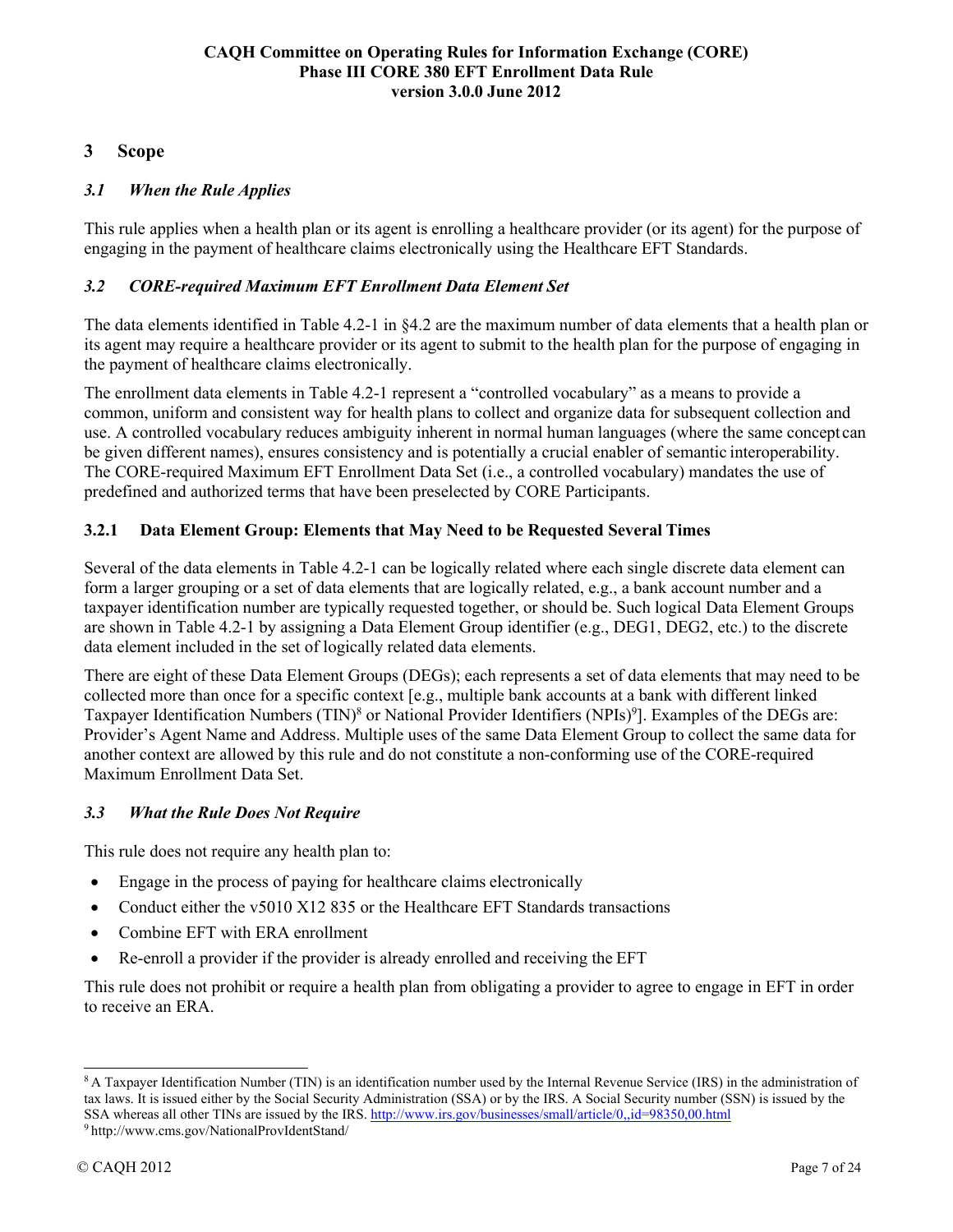## 3 Scope

### *3.1 When the Rule Applies*

This rule applies when a health plan or its agent is enrolling a healthcare provider (or its agent) for the purpose of engaging in the payment of healthcare claims electronically using the Healthcare EFT Standards.

### *3.2 CORE-required Maximum EFT Enrollment Data Element Set*

The data elements identified in Table 4.2-1 in §4.2 are the maximum number of data elements that a health plan or its agent may require a healthcare provider or its agent to submit to the health plan for the purpose of engaging in the payment of healthcare claims electronically.

The enrollment data elements in Table 4.2-1 represent a "controlled vocabulary" as a means to provide a common, uniform and consistent way for health plans to collect and organize data for subsequent collection and use. A controlled vocabulary reduces ambiguity inherent in normal human languages (where the same concept can be given different names), ensures consistency and is potentially a crucial enabler of semantic interoperability. The CORE-required Maximum EFT Enrollment Data Set (i.e., a controlled vocabulary) mandates the use of predefined and authorized terms that have been preselected by CORE Participants.

#### 3.2.1 Data Element Group: Elements that May Need to be Requested Several Times

Several of the data elements in Table 4.2-1 can be logically related where each single discrete data element can form a larger grouping or a set of data elements that are logically related, e.g., a bank account number and a taxpayer identification number are typically requested together, or should be. Such logical Data Element Groups are shown in Table 4.2-1 by assigning a Data Element Group identifier (e.g., DEG1, DEG2, etc.) to the discrete data element included in the set of logically related data elements.

There are eight of these Data Element Groups (DEGs); each represents a set of data elements that may need to be collected more than once for a specific context [e.g., multiple bank accounts at a bank with different linked Taxpayer Identification Numbers (TIN)[8] or National Provider Identifiers (NPIs)[9]]. Examples of the DEGs are: Provider's Agent Name and Address. Multiple uses of the same Data Element Group to collect the same data for another context are allowed by this rule and do not constitute a non-conforming use of the CORE-required Maximum Enrollment Data Set.

### *3.3 What the Rule Does Not Require*

This rule does not require any health plan to:

- Engage in the process of paying for healthcare claims electronically
- Conduct either the v5010 X12 835 or the Healthcare EFT Standards transactions
- Combine EFT with ERA enrollment
- Re-enroll a provider if the provider is already enrolled and receiving the EFT

This rule does not prohibit or require a health plan from obligating a provider to agree to engage in EFT in order to receive an ERA.

---

[8] A Taxpayer Identification Number (TIN) is an identification number used by the Internal Revenue Service (IRS) in the administration of tax laws. It is issued either by the Social Security Administration (SSA) or by the IRS. A Social Security number (SSN) is issued by the SSA whereas all other TINs are issued by the IRS. http://www.irs.gov/businesses/small/article/0,,id=98350,00.html

[9] http://www.cms.gov/NationalProvIdentStand/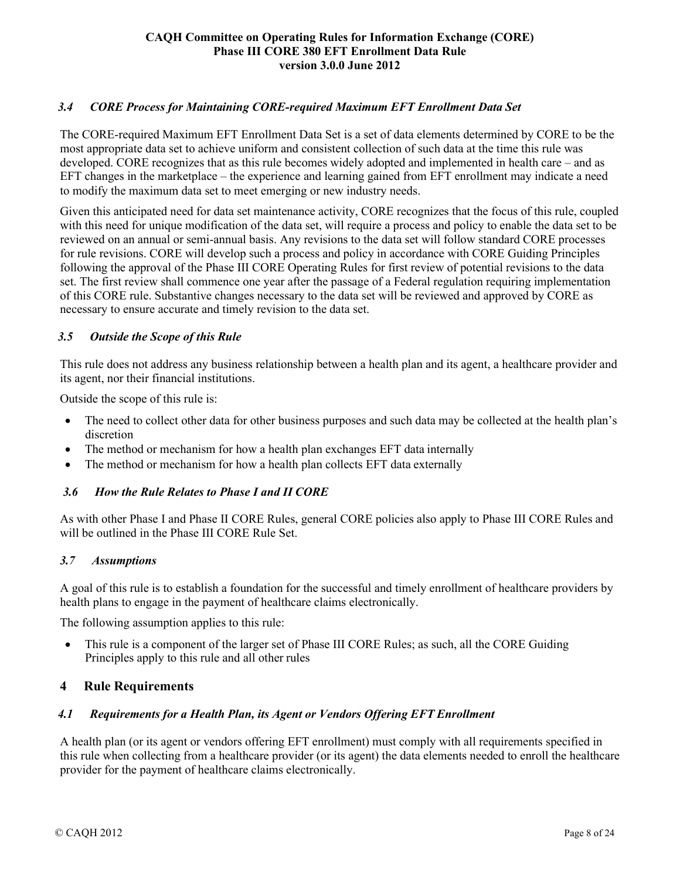### *3.4 CORE Process for Maintaining CORE-required Maximum EFT Enrollment Data Set*

The CORE-required Maximum EFT Enrollment Data Set is a set of data elements determined by CORE to be the most appropriate data set to achieve uniform and consistent collection of such data at the time this rule was developed. CORE recognizes that as this rule becomes widely adopted and implemented in health care – and as EFT changes in the marketplace – the experience and learning gained from EFT enrollment may indicate a need to modify the maximum data set to meet emerging or new industry needs.

Given this anticipated need for data set maintenance activity, CORE recognizes that the focus of this rule, coupled with this need for unique modification of the data set, will require a process and policy to enable the data set to be reviewed on an annual or semi-annual basis. Any revisions to the data set will follow standard CORE processes for rule revisions. CORE will develop such a process and policy in accordance with CORE Guiding Principles following the approval of the Phase III CORE Operating Rules for first review of potential revisions to the data set. The first review shall commence one year after the passage of a Federal regulation requiring implementation of this CORE rule. Substantive changes necessary to the data set will be reviewed and approved by CORE as necessary to ensure accurate and timely revision to the data set.

### *3.5 Outside the Scope of this Rule*

This rule does not address any business relationship between a health plan and its agent, a healthcare provider and its agent, nor their financial institutions.

Outside the scope of this rule is:

- The need to collect other data for other business purposes and such data may be collected at the health plan's discretion
- The method or mechanism for how a health plan exchanges EFT data internally
- The method or mechanism for how a health plan collects EFT data externally

### *3.6 How the Rule Relates to Phase I and II CORE*

As with other Phase I and Phase II CORE Rules, general CORE policies also apply to Phase III CORE Rules and will be outlined in the Phase III CORE Rule Set.

### *3.7 Assumptions*

A goal of this rule is to establish a foundation for the successful and timely enrollment of healthcare providers by health plans to engage in the payment of healthcare claims electronically.

The following assumption applies to this rule:

- This rule is a component of the larger set of Phase III CORE Rules; as such, all the CORE Guiding Principles apply to this rule and all other rules

## 4 Rule Requirements

### *4.1 Requirements for a Health Plan, its Agent or Vendors Offering EFT Enrollment*

A health plan (or its agent or vendors offering EFT enrollment) must comply with all requirements specified in this rule when collecting from a healthcare provider (or its agent) the data elements needed to enroll the healthcare provider for the payment of healthcare claims electronically.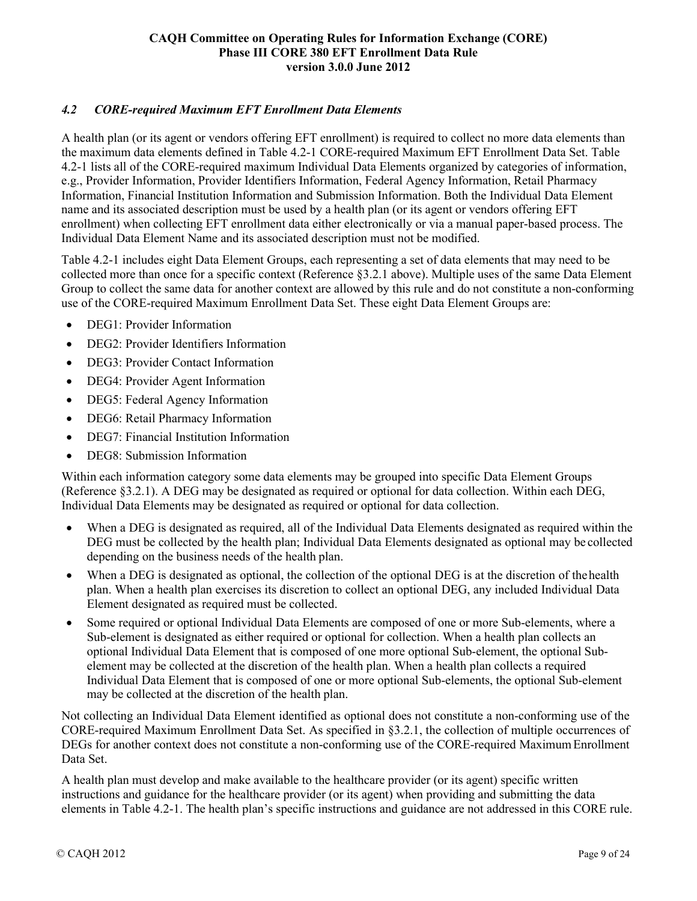### *4.2 CORE-required Maximum EFT Enrollment Data Elements*

A health plan (or its agent or vendors offering EFT enrollment) is required to collect no more data elements than the maximum data elements defined in Table 4.2-1 CORE-required Maximum EFT Enrollment Data Set. Table 4.2-1 lists all of the CORE-required maximum Individual Data Elements organized by categories of information, e.g., Provider Information, Provider Identifiers Information, Federal Agency Information, Retail Pharmacy Information, Financial Institution Information and Submission Information. Both the Individual Data Element name and its associated description must be used by a health plan (or its agent or vendors offering EFT enrollment) when collecting EFT enrollment data either electronically or via a manual paper-based process. The Individual Data Element Name and its associated description must not be modified.

Table 4.2-1 includes eight Data Element Groups, each representing a set of data elements that may need to be collected more than once for a specific context (Reference §3.2.1 above). Multiple uses of the same Data Element Group to collect the same data for another context are allowed by this rule and do not constitute a non-conforming use of the CORE-required Maximum Enrollment Data Set. These eight Data Element Groups are:

- DEG1: Provider Information
- DEG2: Provider Identifiers Information
- DEG3: Provider Contact Information
- DEG4: Provider Agent Information
- DEG5: Federal Agency Information
- DEG6: Retail Pharmacy Information
- DEG7: Financial Institution Information
- DEG8: Submission Information

Within each information category some data elements may be grouped into specific Data Element Groups (Reference §3.2.1). A DEG may be designated as required or optional for data collection. Within each DEG, Individual Data Elements may be designated as required or optional for data collection.

- When a DEG is designated as required, all of the Individual Data Elements designated as required within the DEG must be collected by the health plan; Individual Data Elements designated as optional may be collected depending on the business needs of the health plan.
- When a DEG is designated as optional, the collection of the optional DEG is at the discretion of the health plan. When a health plan exercises its discretion to collect an optional DEG, any included Individual Data Element designated as required must be collected.
- Some required or optional Individual Data Elements are composed of one or more Sub-elements, where a Sub-element is designated as either required or optional for collection. When a health plan collects an optional Individual Data Element that is composed of one more optional Sub-element, the optional Sub-element may be collected at the discretion of the health plan. When a health plan collects a required Individual Data Element that is composed of one or more optional Sub-elements, the optional Sub-element may be collected at the discretion of the health plan.

Not collecting an Individual Data Element identified as optional does not constitute a non-conforming use of the CORE-required Maximum Enrollment Data Set. As specified in §3.2.1, the collection of multiple occurrences of DEGs for another context does not constitute a non-conforming use of the CORE-required Maximum Enrollment Data Set.

A health plan must develop and make available to the healthcare provider (or its agent) specific written instructions and guidance for the healthcare provider (or its agent) when providing and submitting the data elements in Table 4.2-1. The health plan's specific instructions and guidance are not addressed in this CORE rule.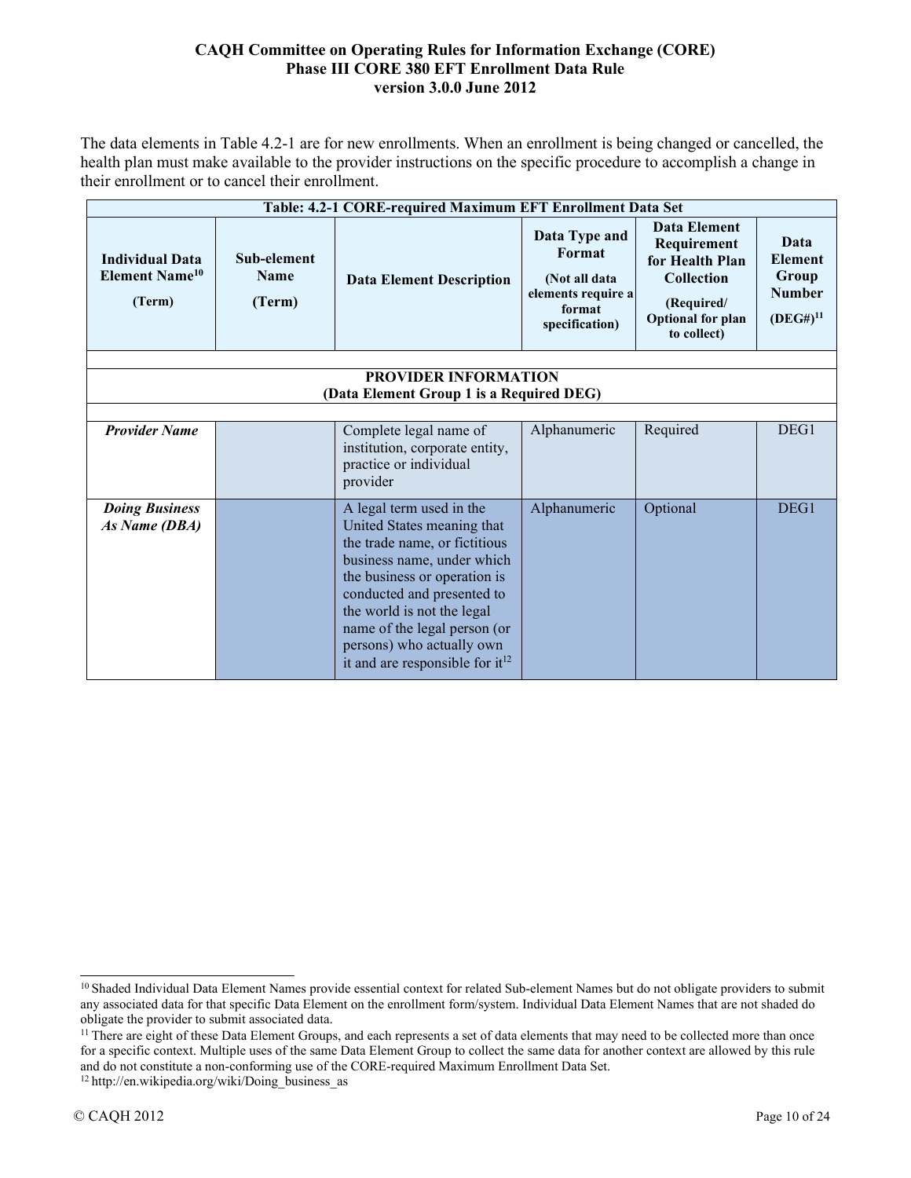The data elements in Table 4.2-1 are for new enrollments. When an enrollment is being changed or cancelled, the health plan must make available to the provider instructions on the specific procedure to accomplish a change in their enrollment or to cancel their enrollment.

| Table: 4.2-1 CORE-required Maximum EFT Enrollment Data Set | | | | | |
|---|---|---|---|---|---|
| **Individual Data Element Name[10] (Term)** | **Sub-element Name (Term)** | **Data Element Description** | **Data Type and Format (Not all data elements require a format specification)** | **Data Element Requirement for Health Plan Collection (Required/ Optional for plan to collect)** | **Data Element Group Number (DEG#)[11]** |
| | | | | | |
| **PROVIDER INFORMATION (Data Element Group 1 is a Required DEG)** | | | | | |
| | | | | | |
| ***Provider Name*** | | Complete legal name of institution, corporate entity, practice or individual provider | Alphanumeric | Required | DEG1 |
| ***Doing Business As Name (DBA)*** | | A legal term used in the United States meaning that the trade name, or fictitious business name, under which the business or operation is conducted and presented to the world is not the legal name of the legal person (or persons) who actually own it and are responsible for it[12] | Alphanumeric | Optional | DEG1 |

[10] Shaded Individual Data Element Names provide essential context for related Sub-element Names but do not obligate providers to submit any associated data for that specific Data Element on the enrollment form/system. Individual Data Element Names that are not shaded do obligate the provider to submit associated data.

[11] There are eight of these Data Element Groups, and each represents a set of data elements that may need to be collected more than once for a specific context. Multiple uses of the same Data Element Group to collect the same data for another context are allowed by this rule and do not constitute a non-conforming use of the CORE-required Maximum Enrollment Data Set.

[12] http://en.wikipedia.org/wiki/Doing_business_as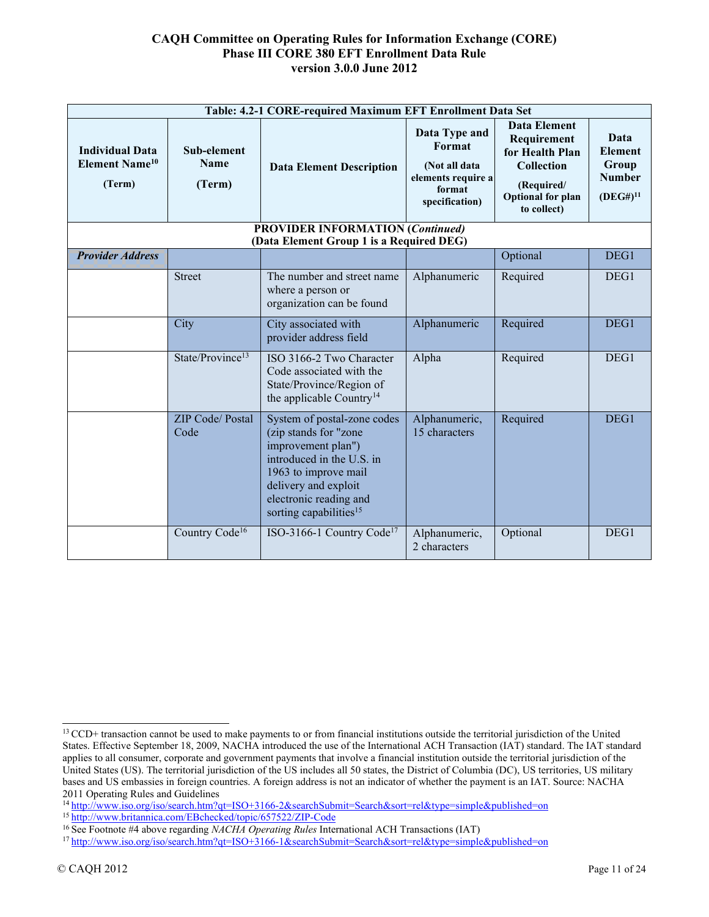| Table: 4.2-1 CORE-required Maximum EFT Enrollment Data Set | | | | | |
|---|---|---|---|---|---|
| **Individual Data Element Name[10] (Term)** | **Sub-element Name (Term)** | **Data Element Description** | **Data Type and Format (Not all data elements require a format specification)** | **Data Element Requirement for Health Plan Collection (Required/ Optional for plan to collect)** | **Data Element Group Number (DEG#)[11]** |
| **PROVIDER INFORMATION (*Continued*) (Data Element Group 1 is a Required DEG)** | | | | | |
| ***Provider Address*** | | | | Optional | DEG1 |
| | Street | The number and street name where a person or organization can be found | Alphanumeric | Required | DEG1 |
| | City | City associated with provider address field | Alphanumeric | Required | DEG1 |
| | State/Province[13] | ISO 3166-2 Two Character Code associated with the State/Province/Region of the applicable Country[14] | Alpha | Required | DEG1 |
| | ZIP Code/ Postal Code | System of postal-zone codes (zip stands for "zone improvement plan") introduced in the U.S. in 1963 to improve mail delivery and exploit electronic reading and sorting capabilities[15] | Alphanumeric, 15 characters | Required | DEG1 |
| | Country Code[16] | ISO-3166-1 Country Code[17] | Alphanumeric, 2 characters | Optional | DEG1 |

---

[13] CCD+ transaction cannot be used to make payments to or from financial institutions outside the territorial jurisdiction of the United States. Effective September 18, 2009, NACHA introduced the use of the International ACH Transaction (IAT) standard. The IAT standard applies to all consumer, corporate and government payments that involve a financial institution outside the territorial jurisdiction of the United States (US). The territorial jurisdiction of the US includes all 50 states, the District of Columbia (DC), US territories, US military bases and US embassies in foreign countries. A foreign address is not an indicator of whether the payment is an IAT. Source: NACHA 2011 Operating Rules and Guidelines

[14] http://www.iso.org/iso/search.htm?qt=ISO+3166-2&searchSubmit=Search&sort=rel&type=simple&published=on

[15] http://www.britannica.com/EBchecked/topic/657522/ZIP-Code

[16] See Footnote #4 above regarding *NACHA Operating Rules* International ACH Transactions (IAT)

[17] http://www.iso.org/iso/search.htm?qt=ISO+3166-1&searchSubmit=Search&sort=rel&type=simple&published=on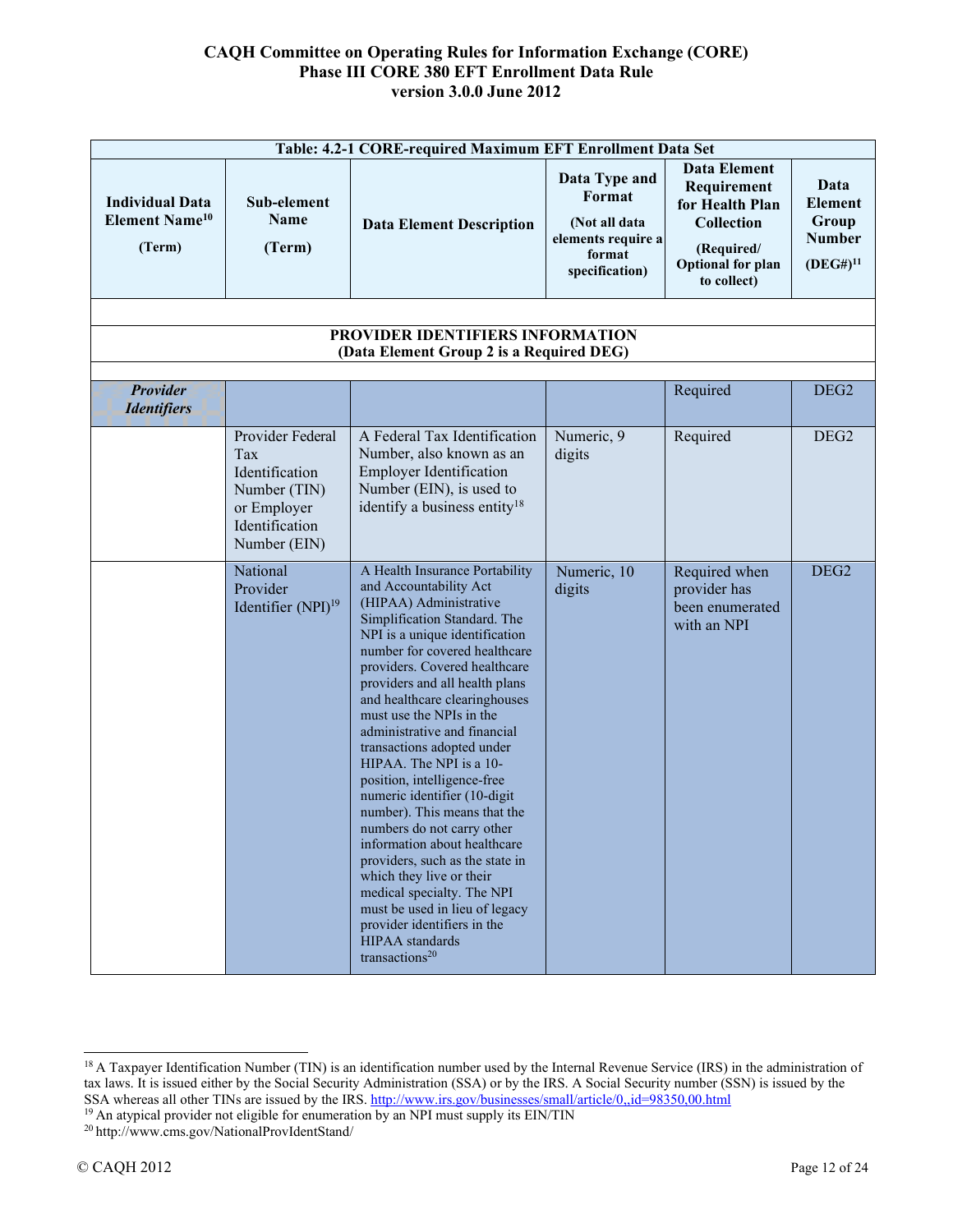| Table: 4.2-1 CORE-required Maximum EFT Enrollment Data Set | | | | | |
|---|---|---|---|---|---|
| **Individual Data Element Name[10] (Term)** | **Sub-element Name (Term)** | **Data Element Description** | **Data Type and Format (Not all data elements require a format specification)** | **Data Element Requirement for Health Plan Collection (Required/ Optional for plan to collect)** | **Data Element Group Number (DEG#)[11]** |
| | | | | | |
| **PROVIDER IDENTIFIERS INFORMATION (Data Element Group 2 is a Required DEG)** | | | | | |
| | | | | | |
| ***Provider Identifiers*** | | | | Required | DEG2 |
| | Provider Federal Tax Identification Number (TIN) or Employer Identification Number (EIN) | A Federal Tax Identification Number, also known as an Employer Identification Number (EIN), is used to identify a business entity[18] | Numeric, 9 digits | Required | DEG2 |
| | National Provider Identifier (NPI)[19] | A Health Insurance Portability and Accountability Act (HIPAA) Administrative Simplification Standard. The NPI is a unique identification number for covered healthcare providers. Covered healthcare providers and all health plans and healthcare clearinghouses must use the NPIs in the administrative and financial transactions adopted under HIPAA. The NPI is a 10-position, intelligence-free numeric identifier (10-digit number). This means that the numbers do not carry other information about healthcare providers, such as the state in which they live or their medical specialty. The NPI must be used in lieu of legacy provider identifiers in the HIPAA standards transactions[20] | Numeric, 10 digits | Required when provider has been enumerated with an NPI | DEG2 |

[18] A Taxpayer Identification Number (TIN) is an identification number used by the Internal Revenue Service (IRS) in the administration of tax laws. It is issued either by the Social Security Administration (SSA) or by the IRS. A Social Security number (SSN) is issued by the SSA whereas all other TINs are issued by the IRS. http://www.irs.gov/businesses/small/article/0,,id=98350,00.html

[19] An atypical provider not eligible for enumeration by an NPI must supply its EIN/TIN

[20] http://www.cms.gov/NationalProvIdentStand/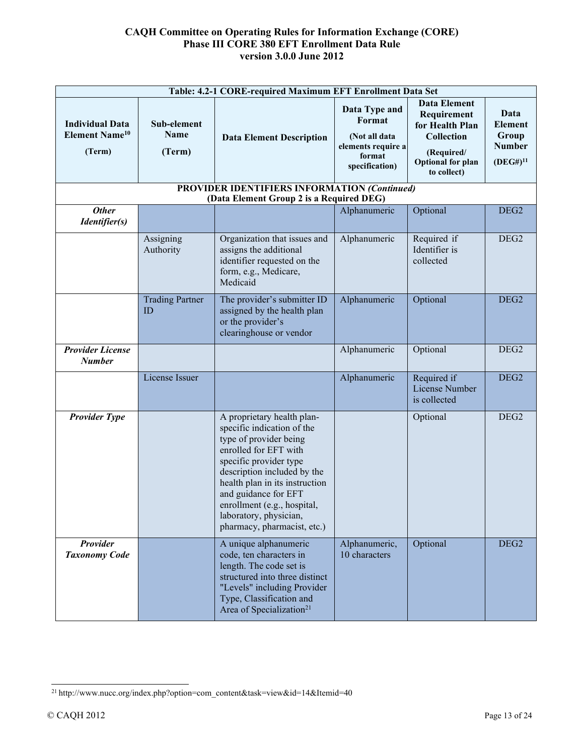| Table: 4.2-1 CORE-required Maximum EFT Enrollment Data Set | | | | | |
|---|---|---|---|---|---|
| **Individual Data Element Name[10] (Term)** | **Sub-element Name (Term)** | **Data Element Description** | **Data Type and Format (Not all data elements require a format specification)** | **Data Element Requirement for Health Plan Collection (Required/ Optional for plan to collect)** | **Data Element Group Number (DEG#)[11]** |
| **PROVIDER IDENTIFIERS INFORMATION *(Continued)* (Data Element Group 2 is a Required DEG)** | | | | | |
| ***Other Identifier(s)*** | | | Alphanumeric | Optional | DEG2 |
| | Assigning Authority | Organization that issues and assigns the additional identifier requested on the form, e.g., Medicare, Medicaid | Alphanumeric | Required if Identifier is collected | DEG2 |
| | Trading Partner ID | The provider's submitter ID assigned by the health plan or the provider's clearinghouse or vendor | Alphanumeric | Optional | DEG2 |
| ***Provider License Number*** | | | Alphanumeric | Optional | DEG2 |
| | License Issuer | | Alphanumeric | Required if License Number is collected | DEG2 |
| ***Provider Type*** | | A proprietary health plan-specific indication of the type of provider being enrolled for EFT with specific provider type description included by the health plan in its instruction and guidance for EFT enrollment (e.g., hospital, laboratory, physician, pharmacy, pharmacist, etc.) | | Optional | DEG2 |
| ***Provider Taxonomy Code*** | | A unique alphanumeric code, ten characters in length. The code set is structured into three distinct "Levels" including Provider Type, Classification and Area of Specialization[21] | Alphanumeric, 10 characters | Optional | DEG2 |

[21] http://www.nucc.org/index.php?option=com_content&task=view&id=14&Itemid=40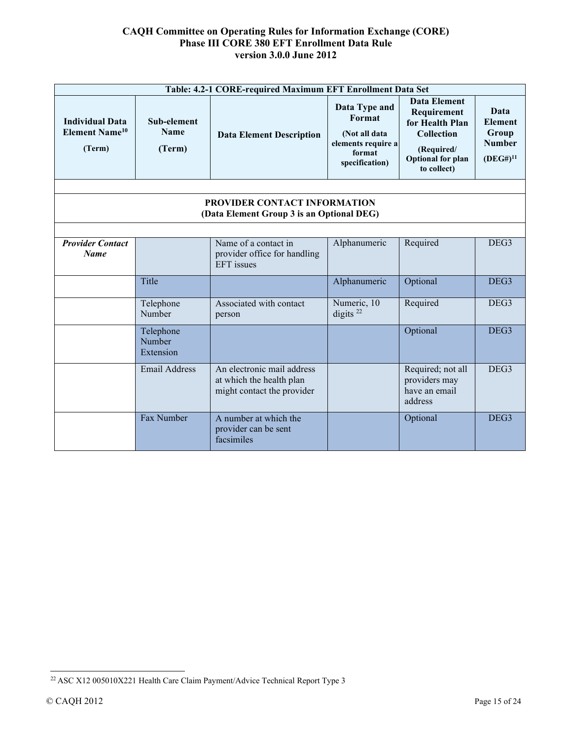| Table: 4.2-1 CORE-required Maximum EFT Enrollment Data Set | | | | | |
|---|---|---|---|---|---|
| **Individual Data Element Name[10] (Term)** | **Sub-element Name (Term)** | **Data Element Description** | **Data Type and Format (Not all data elements require a format specification)** | **Data Element Requirement for Health Plan Collection (Required/ Optional for plan to collect)** | **Data Element Group Number (DEG#)[11]** |
| | | | | | |
| **PROVIDER CONTACT INFORMATION (Data Element Group 3 is an Optional DEG)** | | | | | |
| | | | | | |
| ***Provider Contact Name*** | | Name of a contact in provider office for handling EFT issues | Alphanumeric | Required | DEG3 |
| | Title | | Alphanumeric | Optional | DEG3 |
| | Telephone Number | Associated with contact person | Numeric, 10 digits [22] | Required | DEG3 |
| | Telephone Number Extension | | | Optional | DEG3 |
| | Email Address | An electronic mail address at which the health plan might contact the provider | | Required; not all providers may have an email address | DEG3 |
| | Fax Number | A number at which the provider can be sent facsimiles | | Optional | DEG3 |

[22] ASC X12 005010X221 Health Care Claim Payment/Advice Technical Report Type 3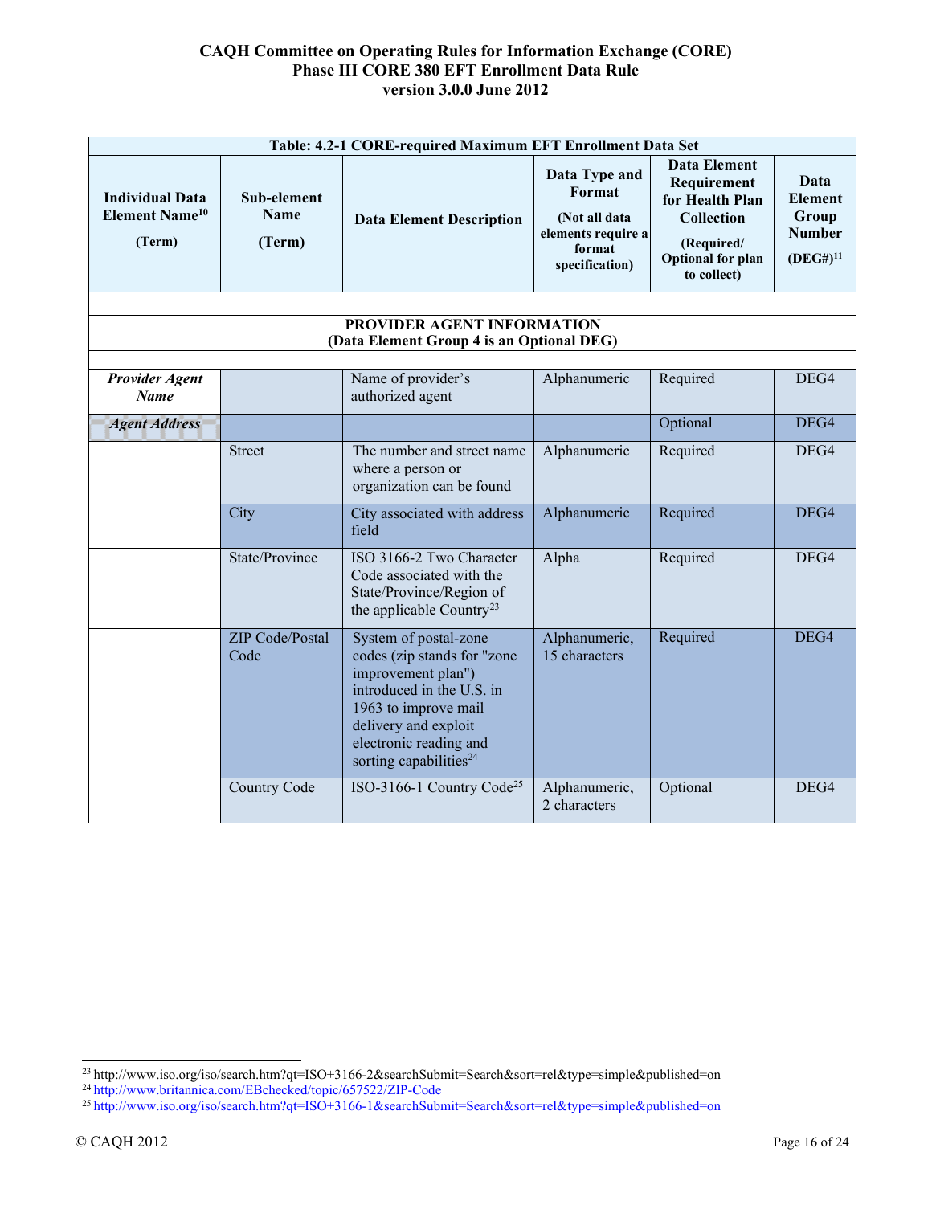| Table: 4.2-1 CORE-required Maximum EFT Enrollment Data Set | | | | | |
|---|---|---|---|---|---|
| **Individual Data Element Name[10] (Term)** | **Sub-element Name (Term)** | **Data Element Description** | **Data Type and Format (Not all data elements require a format specification)** | **Data Element Requirement for Health Plan Collection (Required/ Optional for plan to collect)** | **Data Element Group Number (DEG#)[11]** |
| | | | | | |
| **PROVIDER AGENT INFORMATION (Data Element Group 4 is an Optional DEG)** | | | | | |
| | | | | | |
| ***Provider Agent Name*** | | Name of provider's authorized agent | Alphanumeric | Required | DEG4 |
| ***Agent Address*** | | | | Optional | DEG4 |
| | Street | The number and street name where a person or organization can be found | Alphanumeric | Required | DEG4 |
| | City | City associated with address field | Alphanumeric | Required | DEG4 |
| | State/Province | ISO 3166-2 Two Character Code associated with the State/Province/Region of the applicable Country[23] | Alpha | Required | DEG4 |
| | ZIP Code/Postal Code | System of postal-zone codes (zip stands for "zone improvement plan") introduced in the U.S. in 1963 to improve mail delivery and exploit electronic reading and sorting capabilities[24] | Alphanumeric, 15 characters | Required | DEG4 |
| | Country Code | ISO-3166-1 Country Code[25] | Alphanumeric, 2 characters | Optional | DEG4 |

[23] http://www.iso.org/iso/search.htm?qt=ISO+3166-2&searchSubmit=Search&sort=rel&type=simple&published=on
[24] http://www.britannica.com/EBchecked/topic/657522/ZIP-Code
[25] http://www.iso.org/iso/search.htm?qt=ISO+3166-1&searchSubmit=Search&sort=rel&type=simple&published=on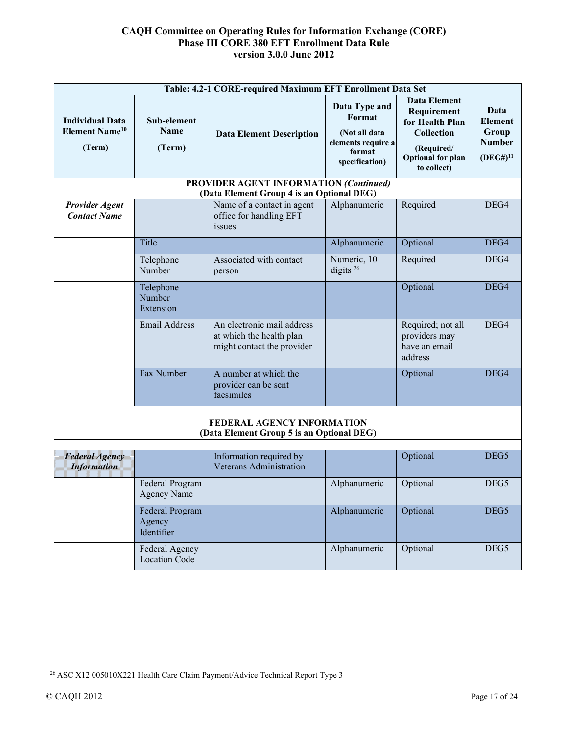| Table: 4.2-1 CORE-required Maximum EFT Enrollment Data Set | | | | | |
|---|---|---|---|---|---|
| **Individual Data Element Name[10] (Term)** | **Sub-element Name (Term)** | **Data Element Description** | **Data Type and Format (Not all data elements require a format specification)** | **Data Element Requirement for Health Plan Collection (Required/ Optional for plan to collect)** | **Data Element Group Number (DEG#)[11]** |
| **PROVIDER AGENT INFORMATION *(Continued)* (Data Element Group 4 is an Optional DEG)** | | | | | |
| ***Provider Agent Contact Name*** | | Name of a contact in agent office for handling EFT issues | Alphanumeric | Required | DEG4 |
| | Title | | Alphanumeric | Optional | DEG4 |
| | Telephone Number | Associated with contact person | Numeric, 10 digits [26] | Required | DEG4 |
| | Telephone Number Extension | | | Optional | DEG4 |
| | Email Address | An electronic mail address at which the health plan might contact the provider | | Required; not all providers may have an email address | DEG4 |
| | Fax Number | A number at which the provider can be sent facsimiles | | Optional | DEG4 |
| **FEDERAL AGENCY INFORMATION (Data Element Group 5 is an Optional DEG)** | | | | | |
| ***Federal Agency Information*** | | Information required by Veterans Administration | | Optional | DEG5 |
| | Federal Program Agency Name | | Alphanumeric | Optional | DEG5 |
| | Federal Program Agency Identifier | | Alphanumeric | Optional | DEG5 |
| | Federal Agency Location Code | | Alphanumeric | Optional | DEG5 |

[26] ASC X12 005010X221 Health Care Claim Payment/Advice Technical Report Type 3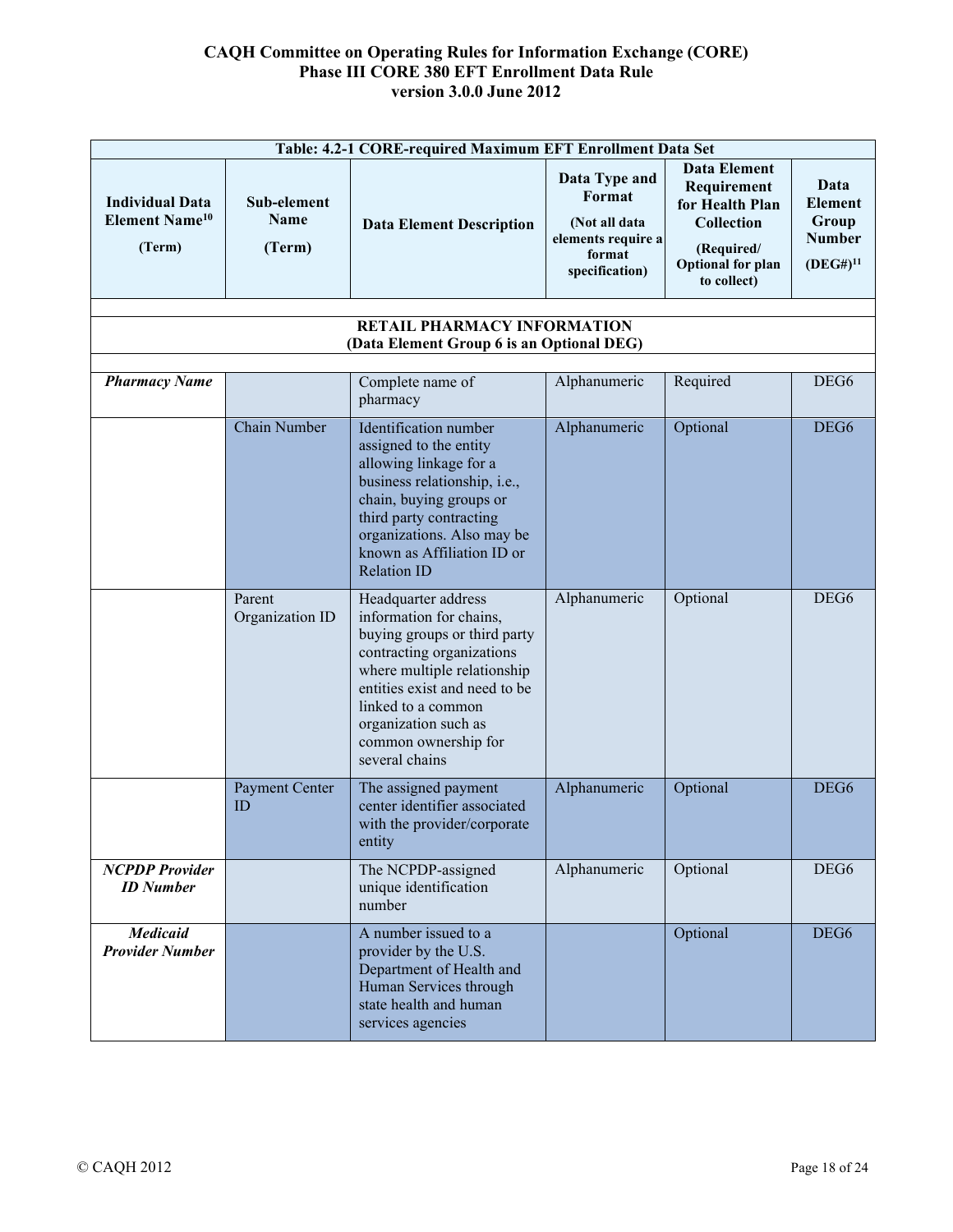| Table: 4.2-1 CORE-required Maximum EFT Enrollment Data Set | | | | | |
|---|---|---|---|---|---|
| **Individual Data Element Name[10] (Term)** | **Sub-element Name (Term)** | **Data Element Description** | **Data Type and Format (Not all data elements require a format specification)** | **Data Element Requirement for Health Plan Collection (Required/ Optional for plan to collect)** | **Data Element Group Number (DEG#)[11]** |
| | | | | | |
| **RETAIL PHARMACY INFORMATION (Data Element Group 6 is an Optional DEG)** | | | | | |
| | | | | | |
| ***Pharmacy Name*** | | Complete name of pharmacy | Alphanumeric | Required | DEG6 |
| | Chain Number | Identification number assigned to the entity allowing linkage for a business relationship, i.e., chain, buying groups or third party contracting organizations. Also may be known as Affiliation ID or Relation ID | Alphanumeric | Optional | DEG6 |
| | Parent Organization ID | Headquarter address information for chains, buying groups or third party contracting organizations where multiple relationship entities exist and need to be linked to a common organization such as common ownership for several chains | Alphanumeric | Optional | DEG6 |
| | Payment Center ID | The assigned payment center identifier associated with the provider/corporate entity | Alphanumeric | Optional | DEG6 |
| ***NCPDP Provider ID Number*** | | The NCPDP-assigned unique identification number | Alphanumeric | Optional | DEG6 |
| ***Medicaid Provider Number*** | | A number issued to a provider by the U.S. Department of Health and Human Services through state health and human services agencies | | Optional | DEG6 |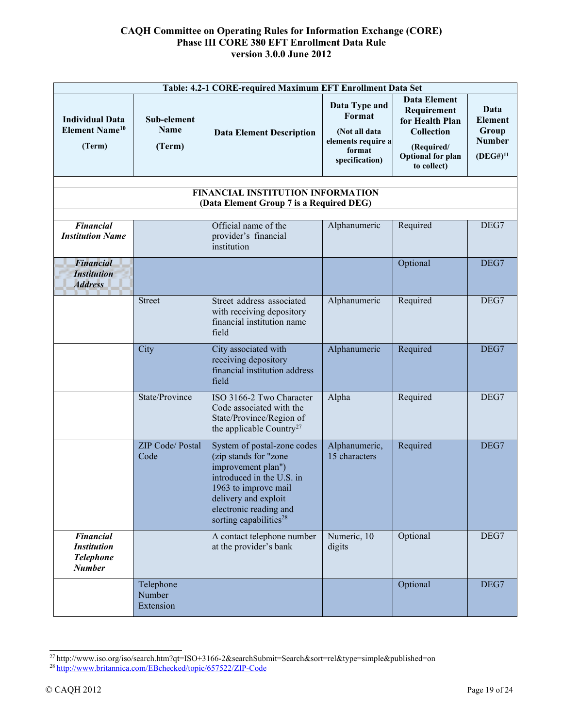| Table: 4.2-1 CORE-required Maximum EFT Enrollment Data Set | | | | | |
|---|---|---|---|---|---|
| **Individual Data Element Name[10] (Term)** | **Sub-element Name (Term)** | **Data Element Description** | **Data Type and Format (Not all data elements require a format specification)** | **Data Element Requirement for Health Plan Collection (Required/ Optional for plan to collect)** | **Data Element Group Number (DEG#)[11]** |
| | | | | | |
| **FINANCIAL INSTITUTION INFORMATION (Data Element Group 7 is a Required DEG)** | | | | | |
| | | | | | |
| ***Financial Institution Name*** | | Official name of the provider's financial institution | Alphanumeric | Required | DEG7 |
| ***Financial Institution Address*** | | | | Optional | DEG7 |
| | Street | Street address associated with receiving depository financial institution name field | Alphanumeric | Required | DEG7 |
| | City | City associated with receiving depository financial institution address field | Alphanumeric | Required | DEG7 |
| | State/Province | ISO 3166-2 Two Character Code associated with the State/Province/Region of the applicable Country[27] | Alpha | Required | DEG7 |
| | ZIP Code/ Postal Code | System of postal-zone codes (zip stands for "zone improvement plan") introduced in the U.S. in 1963 to improve mail delivery and exploit electronic reading and sorting capabilities[28] | Alphanumeric, 15 characters | Required | DEG7 |
| ***Financial Institution Telephone Number*** | | A contact telephone number at the provider's bank | Numeric, 10 digits | Optional | DEG7 |
| | Telephone Number Extension | | | Optional | DEG7 |

[27] http://www.iso.org/iso/search.htm?qt=ISO+3166-2&searchSubmit=Search&sort=rel&type=simple&published=on

[28] http://www.britannica.com/EBchecked/topic/657522/ZIP-Code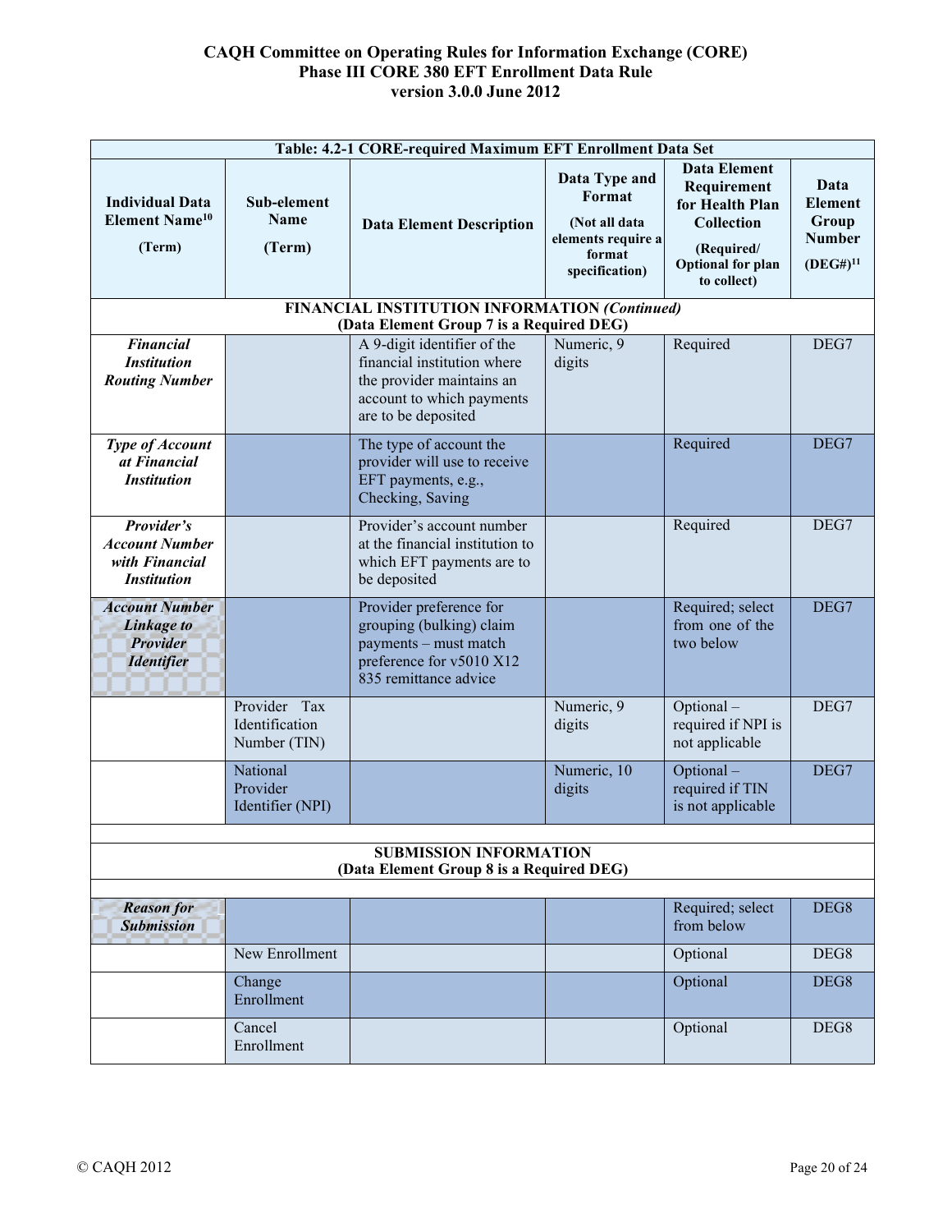| Table: 4.2-1 CORE-required Maximum EFT Enrollment Data Set | | | | | |
|---|---|---|---|---|---|
| **Individual Data Element Name[10] (Term)** | **Sub-element Name (Term)** | **Data Element Description** | **Data Type and Format (Not all data elements require a format specification)** | **Data Element Requirement for Health Plan Collection (Required/ Optional for plan to collect)** | **Data Element Group Number (DEG#)[11]** |
| **FINANCIAL INSTITUTION INFORMATION *(Continued)* (Data Element Group 7 is a Required DEG)** | | | | | |
| ***Financial Institution Routing Number*** | | A 9-digit identifier of the financial institution where the provider maintains an account to which payments are to be deposited | Numeric, 9 digits | Required | DEG7 |
| ***Type of Account at Financial Institution*** | | The type of account the provider will use to receive EFT payments, e.g., Checking, Saving | | Required | DEG7 |
| ***Provider's Account Number with Financial Institution*** | | Provider's account number at the financial institution to which EFT payments are to be deposited | | Required | DEG7 |
| ***Account Number Linkage to Provider Identifier*** | | Provider preference for grouping (bulking) claim payments – must match preference for v5010 X12 835 remittance advice | | Required; select from one of the two below | DEG7 |
| | Provider Tax Identification Number (TIN) | | Numeric, 9 digits | Optional – required if NPI is not applicable | DEG7 |
| | National Provider Identifier (NPI) | | Numeric, 10 digits | Optional – required if TIN is not applicable | DEG7 |
| **SUBMISSION INFORMATION (Data Element Group 8 is a Required DEG)** | | | | | |
| ***Reason for Submission*** | | | | Required; select from below | DEG8 |
| | New Enrollment | | | Optional | DEG8 |
| | Change Enrollment | | | Optional | DEG8 |
| | Cancel Enrollment | | | Optional | DEG8 |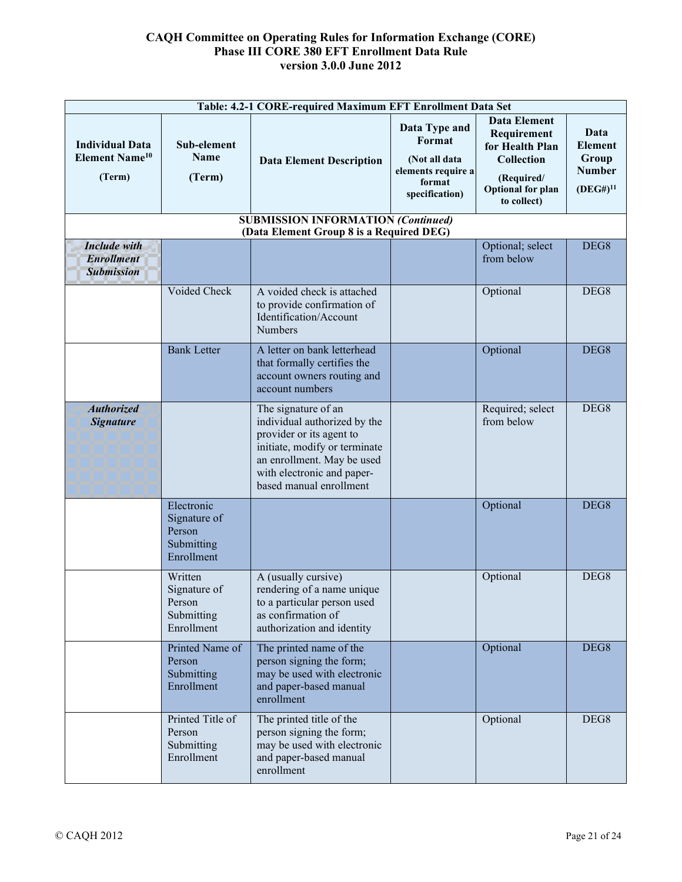| Table: 4.2-1 CORE-required Maximum EFT Enrollment Data Set | | | | | |
|---|---|---|---|---|---|
| **Individual Data Element Name[10] (Term)** | **Sub-element Name (Term)** | **Data Element Description** | **Data Type and Format (Not all data elements require a format specification)** | **Data Element Requirement for Health Plan Collection (Required/ Optional for plan to collect)** | **Data Element Group Number (DEG#)[11]** |
| **SUBMISSION INFORMATION *(Continued)* (Data Element Group 8 is a Required DEG)** | | | | | |
| ***Include with Enrollment Submission*** | | | | Optional; select from below | DEG8 |
| | Voided Check | A voided check is attached to provide confirmation of Identification/Account Numbers | | Optional | DEG8 |
| | Bank Letter | A letter on bank letterhead that formally certifies the account owners routing and account numbers | | Optional | DEG8 |
| ***Authorized Signature*** | | The signature of an individual authorized by the provider or its agent to initiate, modify or terminate an enrollment. May be used with electronic and paper-based manual enrollment | | Required; select from below | DEG8 |
| | Electronic Signature of Person Submitting Enrollment | | | Optional | DEG8 |
| | Written Signature of Person Submitting Enrollment | A (usually cursive) rendering of a name unique to a particular person used as confirmation of authorization and identity | | Optional | DEG8 |
| | Printed Name of Person Submitting Enrollment | The printed name of the person signing the form; may be used with electronic and paper-based manual enrollment | | Optional | DEG8 |
| | Printed Title of Person Submitting Enrollment | The printed title of the person signing the form; may be used with electronic and paper-based manual enrollment | | Optional | DEG8 |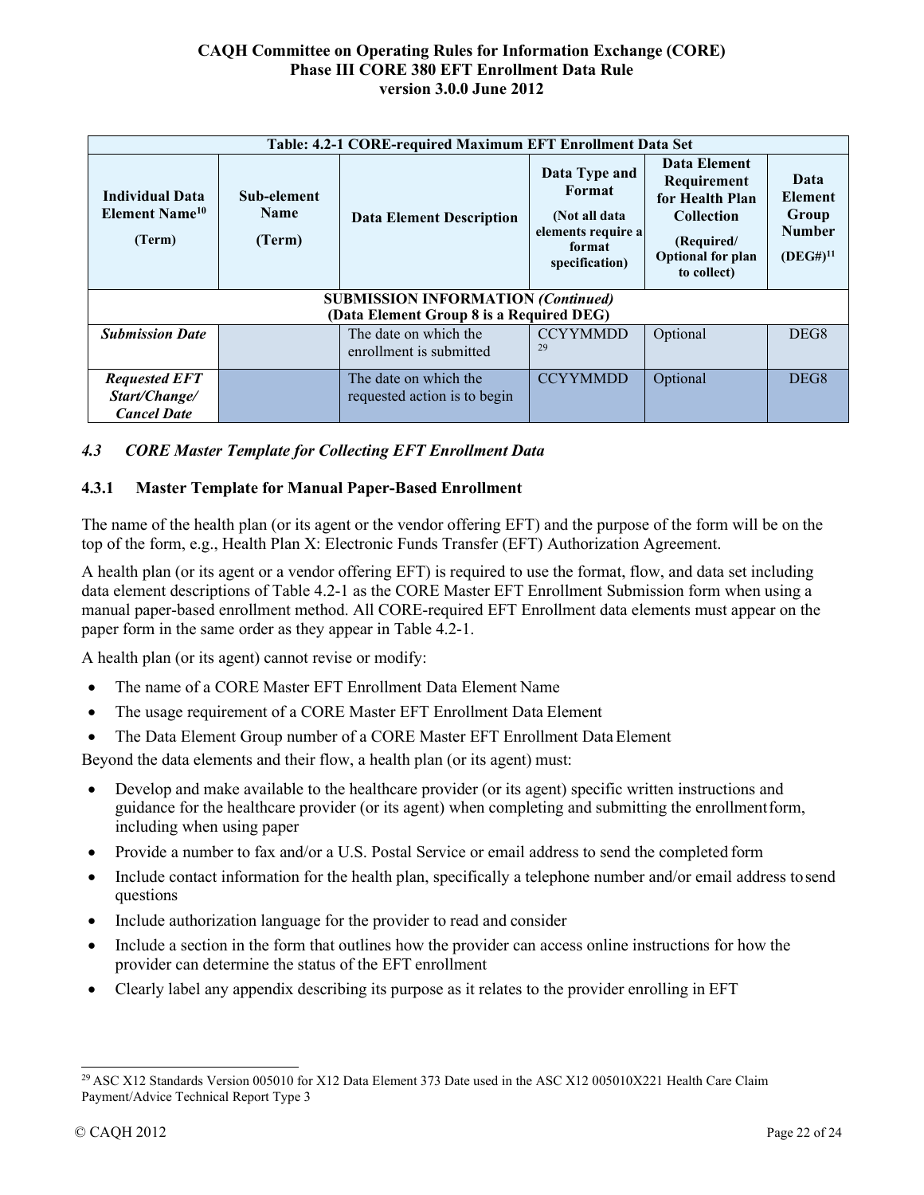| Table: 4.2-1 CORE-required Maximum EFT Enrollment Data Set | | | | | |
|---|---|---|---|---|---|
| **Individual Data Element Name[10] (Term)** | **Sub-element Name (Term)** | **Data Element Description** | **Data Type and Format (Not all data elements require a format specification)** | **Data Element Requirement for Health Plan Collection (Required/ Optional for plan to collect)** | **Data Element Group Number (DEG#)[11]** |
| **SUBMISSION INFORMATION *(Continued)* (Data Element Group 8 is a Required DEG)** | | | | | |
| ***Submission Date*** | | The date on which the enrollment is submitted | CCYYMMDD [29] | Optional | DEG8 |
| ***Requested EFT Start/Change/ Cancel Date*** | | The date on which the requested action is to begin | CCYYMMDD | Optional | DEG8 |

### *4.3 CORE Master Template for Collecting EFT Enrollment Data*

#### 4.3.1 Master Template for Manual Paper-Based Enrollment

The name of the health plan (or its agent or the vendor offering EFT) and the purpose of the form will be on the top of the form, e.g., Health Plan X: Electronic Funds Transfer (EFT) Authorization Agreement.

A health plan (or its agent or a vendor offering EFT) is required to use the format, flow, and data set including data element descriptions of Table 4.2-1 as the CORE Master EFT Enrollment Submission form when using a manual paper-based enrollment method. All CORE-required EFT Enrollment data elements must appear on the paper form in the same order as they appear in Table 4.2-1.

A health plan (or its agent) cannot revise or modify:

- The name of a CORE Master EFT Enrollment Data Element Name
- The usage requirement of a CORE Master EFT Enrollment Data Element
- The Data Element Group number of a CORE Master EFT Enrollment Data Element

Beyond the data elements and their flow, a health plan (or its agent) must:

- Develop and make available to the healthcare provider (or its agent) specific written instructions and guidance for the healthcare provider (or its agent) when completing and submitting the enrollment form, including when using paper
- Provide a number to fax and/or a U.S. Postal Service or email address to send the completed form
- Include contact information for the health plan, specifically a telephone number and/or email address to send questions
- Include authorization language for the provider to read and consider
- Include a section in the form that outlines how the provider can access online instructions for how the provider can determine the status of the EFT enrollment
- Clearly label any appendix describing its purpose as it relates to the provider enrolling in EFT

[29] ASC X12 Standards Version 005010 for X12 Data Element 373 Date used in the ASC X12 005010X221 Health Care Claim Payment/Advice Technical Report Type 3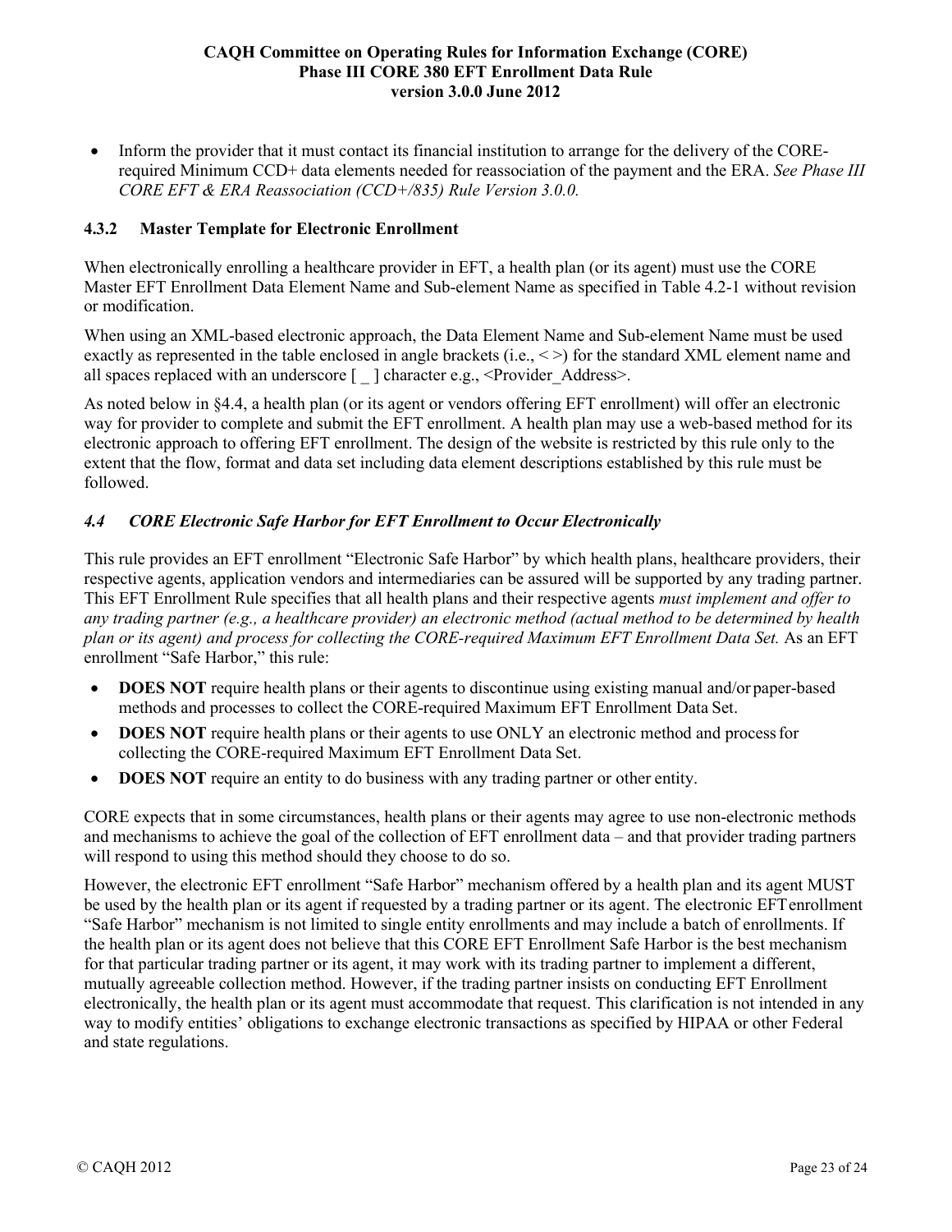- Inform the provider that it must contact its financial institution to arrange for the delivery of the CORE-required Minimum CCD+ data elements needed for reassociation of the payment and the ERA. *See Phase III CORE EFT & ERA Reassociation (CCD+/835) Rule Version 3.0.0.*

### 4.3.2 Master Template for Electronic Enrollment

When electronically enrolling a healthcare provider in EFT, a health plan (or its agent) must use the CORE Master EFT Enrollment Data Element Name and Sub-element Name as specified in Table 4.2-1 without revision or modification.

When using an XML-based electronic approach, the Data Element Name and Sub-element Name must be used exactly as represented in the table enclosed in angle brackets (i.e., < >) for the standard XML element name and all spaces replaced with an underscore [ _ ] character e.g., <Provider_Address>.

As noted below in §4.4, a health plan (or its agent or vendors offering EFT enrollment) will offer an electronic way for provider to complete and submit the EFT enrollment. A health plan may use a web-based method for its electronic approach to offering EFT enrollment. The design of the website is restricted by this rule only to the extent that the flow, format and data set including data element descriptions established by this rule must be followed.

## *4.4 CORE Electronic Safe Harbor for EFT Enrollment to Occur Electronically*

This rule provides an EFT enrollment "Electronic Safe Harbor" by which health plans, healthcare providers, their respective agents, application vendors and intermediaries can be assured will be supported by any trading partner. This EFT Enrollment Rule specifies that all health plans and their respective agents *must implement and offer to any trading partner (e.g., a healthcare provider) an electronic method (actual method to be determined by health plan or its agent) and process for collecting the CORE-required Maximum EFT Enrollment Data Set.* As an EFT enrollment "Safe Harbor," this rule:

- **DOES NOT** require health plans or their agents to discontinue using existing manual and/or paper-based methods and processes to collect the CORE-required Maximum EFT Enrollment Data Set.
- **DOES NOT** require health plans or their agents to use ONLY an electronic method and process for collecting the CORE-required Maximum EFT Enrollment Data Set.
- **DOES NOT** require an entity to do business with any trading partner or other entity.

CORE expects that in some circumstances, health plans or their agents may agree to use non-electronic methods and mechanisms to achieve the goal of the collection of EFT enrollment data – and that provider trading partners will respond to using this method should they choose to do so.

However, the electronic EFT enrollment "Safe Harbor" mechanism offered by a health plan and its agent MUST be used by the health plan or its agent if requested by a trading partner or its agent. The electronic EFT enrollment "Safe Harbor" mechanism is not limited to single entity enrollments and may include a batch of enrollments. If the health plan or its agent does not believe that this CORE EFT Enrollment Safe Harbor is the best mechanism for that particular trading partner or its agent, it may work with its trading partner to implement a different, mutually agreeable collection method. However, if the trading partner insists on conducting EFT Enrollment electronically, the health plan or its agent must accommodate that request. This clarification is not intended in any way to modify entities' obligations to exchange electronic transactions as specified by HIPAA or other Federal and state regulations.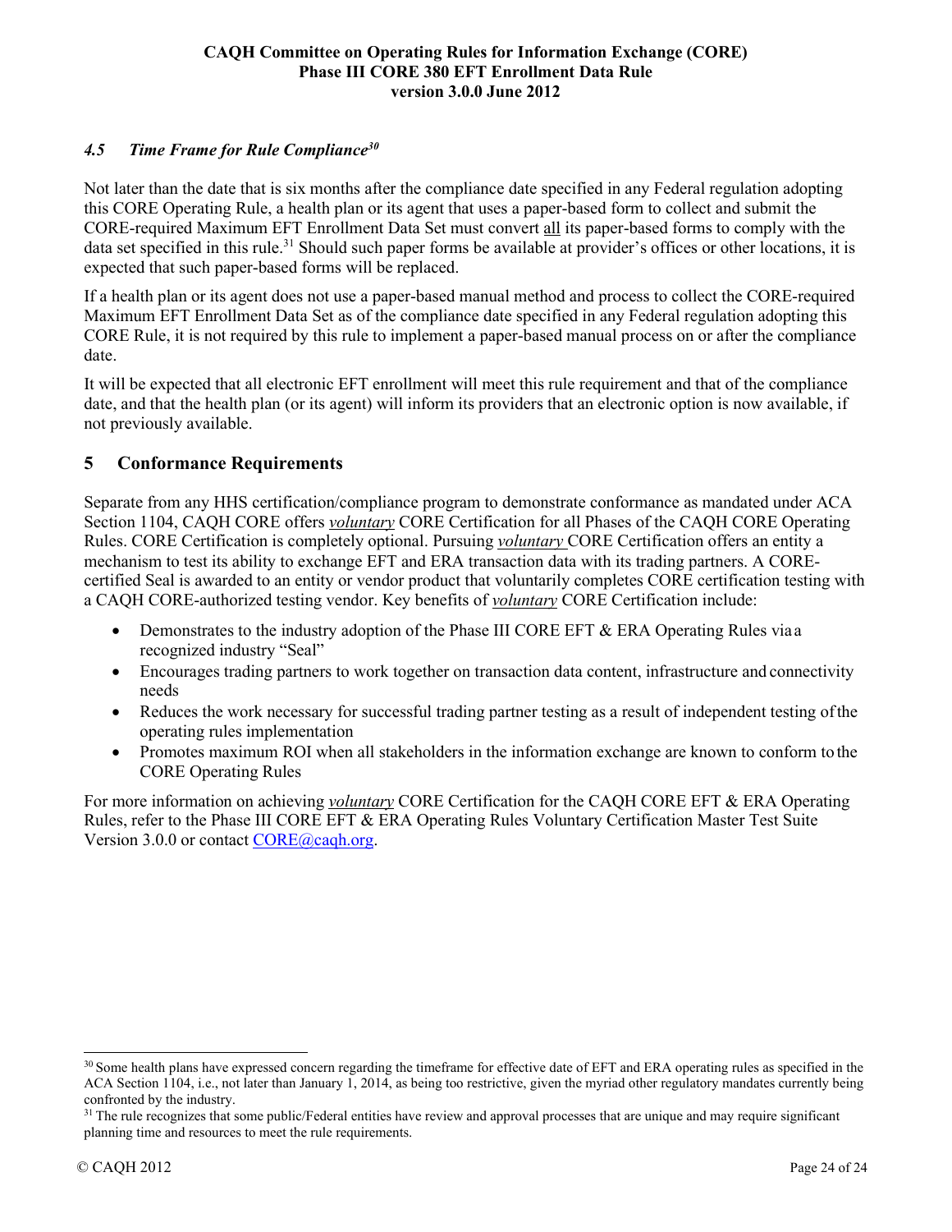### *4.5 Time Frame for Rule Compliance*[30]

Not later than the date that is six months after the compliance date specified in any Federal regulation adopting this CORE Operating Rule, a health plan or its agent that uses a paper-based form to collect and submit the CORE-required Maximum EFT Enrollment Data Set must convert all its paper-based forms to comply with the data set specified in this rule.[31] Should such paper forms be available at provider's offices or other locations, it is expected that such paper-based forms will be replaced.

If a health plan or its agent does not use a paper-based manual method and process to collect the CORE-required Maximum EFT Enrollment Data Set as of the compliance date specified in any Federal regulation adopting this CORE Rule, it is not required by this rule to implement a paper-based manual process on or after the compliance date.

It will be expected that all electronic EFT enrollment will meet this rule requirement and that of the compliance date, and that the health plan (or its agent) will inform its providers that an electronic option is now available, if not previously available.

## 5 Conformance Requirements

Separate from any HHS certification/compliance program to demonstrate conformance as mandated under ACA Section 1104, CAQH CORE offers ***voluntary*** CORE Certification for all Phases of the CAQH CORE Operating Rules. CORE Certification is completely optional. Pursuing ***voluntary*** CORE Certification offers an entity a mechanism to test its ability to exchange EFT and ERA transaction data with its trading partners. A CORE-certified Seal is awarded to an entity or vendor product that voluntarily completes CORE certification testing with a CAQH CORE-authorized testing vendor. Key benefits of ***voluntary*** CORE Certification include:

- Demonstrates to the industry adoption of the Phase III CORE EFT & ERA Operating Rules via a recognized industry "Seal"
- Encourages trading partners to work together on transaction data content, infrastructure and connectivity needs
- Reduces the work necessary for successful trading partner testing as a result of independent testing of the operating rules implementation
- Promotes maximum ROI when all stakeholders in the information exchange are known to conform to the CORE Operating Rules

For more information on achieving ***voluntary*** CORE Certification for the CAQH CORE EFT & ERA Operating Rules, refer to the Phase III CORE EFT & ERA Operating Rules Voluntary Certification Master Test Suite Version 3.0.0 or contact CORE@caqh.org.

---

[30] Some health plans have expressed concern regarding the timeframe for effective date of EFT and ERA operating rules as specified in the ACA Section 1104, i.e., not later than January 1, 2014, as being too restrictive, given the myriad other regulatory mandates currently being confronted by the industry.

[31] The rule recognizes that some public/Federal entities have review and approval processes that are unique and may require significant planning time and resources to meet the rule requirements.